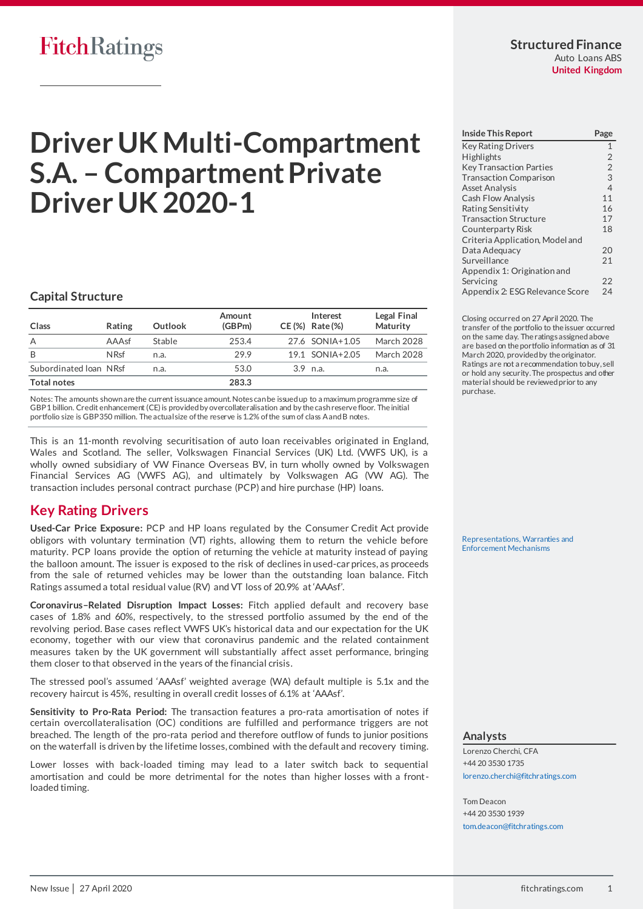FitchRatings

**Structured Finance**
Auto Loans ABS
**United Kingdom**

# Driver UK Multi-Compartment S.A. – Compartment Private Driver UK 2020-1

## Capital Structure

| Class | Rating | Outlook | Amount (GBPm) | CE (%) | Interest Rate (%) | Legal Final Maturity |
|---|---|---|---|---|---|---|
| A | AAAsf | Stable | 253.4 | 27.6 | SONIA+1.05 | March 2028 |
| B | NRsf | n.a. | 29.9 | 19.1 | SONIA+2.05 | March 2028 |
| Subordinated loan | NRsf | n.a. | 53.0 | 3.9 | n.a. | n.a. |
| **Total notes** | | | **283.3** | | | |

Notes: The amounts shown are the current issuance amount. Notes can be issued up to a maximum programme size of GBP1 billion. Credit enhancement (CE) is provided by overcollateralisation and by the cash reserve floor. The initial portfolio size is GBP350 million. The actual size of the reserve is 1.2% of the sum of class A and B notes.

This is an 11-month revolving securitisation of auto loan receivables originated in England, Wales and Scotland. The seller, Volkswagen Financial Services (UK) Ltd. (VWFS UK), is a wholly owned subsidiary of VW Finance Overseas BV, in turn wholly owned by Volkswagen Financial Services AG (VWFS AG), and ultimately by Volkswagen AG (VW AG). The transaction includes personal contract purchase (PCP) and hire purchase (HP) loans.

## Key Rating Drivers

**Used-Car Price Exposure:** PCP and HP loans regulated by the Consumer Credit Act provide obligors with voluntary termination (VT) rights, allowing them to return the vehicle before maturity. PCP loans provide the option of returning the vehicle at maturity instead of paying the balloon amount. The issuer is exposed to the risk of declines in used-car prices, as proceeds from the sale of returned vehicles may be lower than the outstanding loan balance. Fitch Ratings assumed a total residual value (RV) and VT loss of 20.9% at 'AAAsf'.

**Coronavirus–Related Disruption Impact Losses:** Fitch applied default and recovery base cases of 1.8% and 60%, respectively, to the stressed portfolio assumed by the end of the revolving period. Base cases reflect VWFS UK's historical data and our expectation for the UK economy, together with our view that coronavirus pandemic and the related containment measures taken by the UK government will substantially affect asset performance, bringing them closer to that observed in the years of the financial crisis.

The stressed pool's assumed 'AAAsf' weighted average (WA) default multiple is 5.1x and the recovery haircut is 45%, resulting in overall credit losses of 6.1% at 'AAAsf'.

**Sensitivity to Pro-Rata Period:** The transaction features a pro-rata amortisation of notes if certain overcollateralisation (OC) conditions are fulfilled and performance triggers are not breached. The length of the pro-rata period and therefore outflow of funds to junior positions on the waterfall is driven by the lifetime losses, combined with the default and recovery timing.

Lower losses with back-loaded timing may lead to a later switch back to sequential amortisation and could be more detrimental for the notes than higher losses with a front-loaded timing.

| Inside This Report | Page |
|---|---|
| Key Rating Drivers | 1 |
| Highlights | 2 |
| Key Transaction Parties | 2 |
| Transaction Comparison | 3 |
| Asset Analysis | 4 |
| Cash Flow Analysis | 11 |
| Rating Sensitivity | 16 |
| Transaction Structure | 17 |
| Counterparty Risk | 18 |
| Criteria Application, Model and Data Adequacy | 20 |
| Surveillance | 21 |
| Appendix 1: Origination and Servicing | 22 |
| Appendix 2: ESG Relevance Score | 24 |

Closing occurred on 27 April 2020. The transfer of the portfolio to the issuer occurred on the same day. The ratings assigned above are based on the portfolio information as of 31 March 2020, provided by the originator. Ratings are not a recommendation to buy, sell or hold any security. The prospectus and other material should be reviewed prior to any purchase.

Representations, Warranties and Enforcement Mechanisms

## Analysts

Lorenzo Cherchi, CFA
+44 20 3530 1735
lorenzo.cherchi@fitchratings.com

Tom Deacon
+44 20 3530 1939
tom.deacon@fitchratings.com

New Issue | 27 April 2020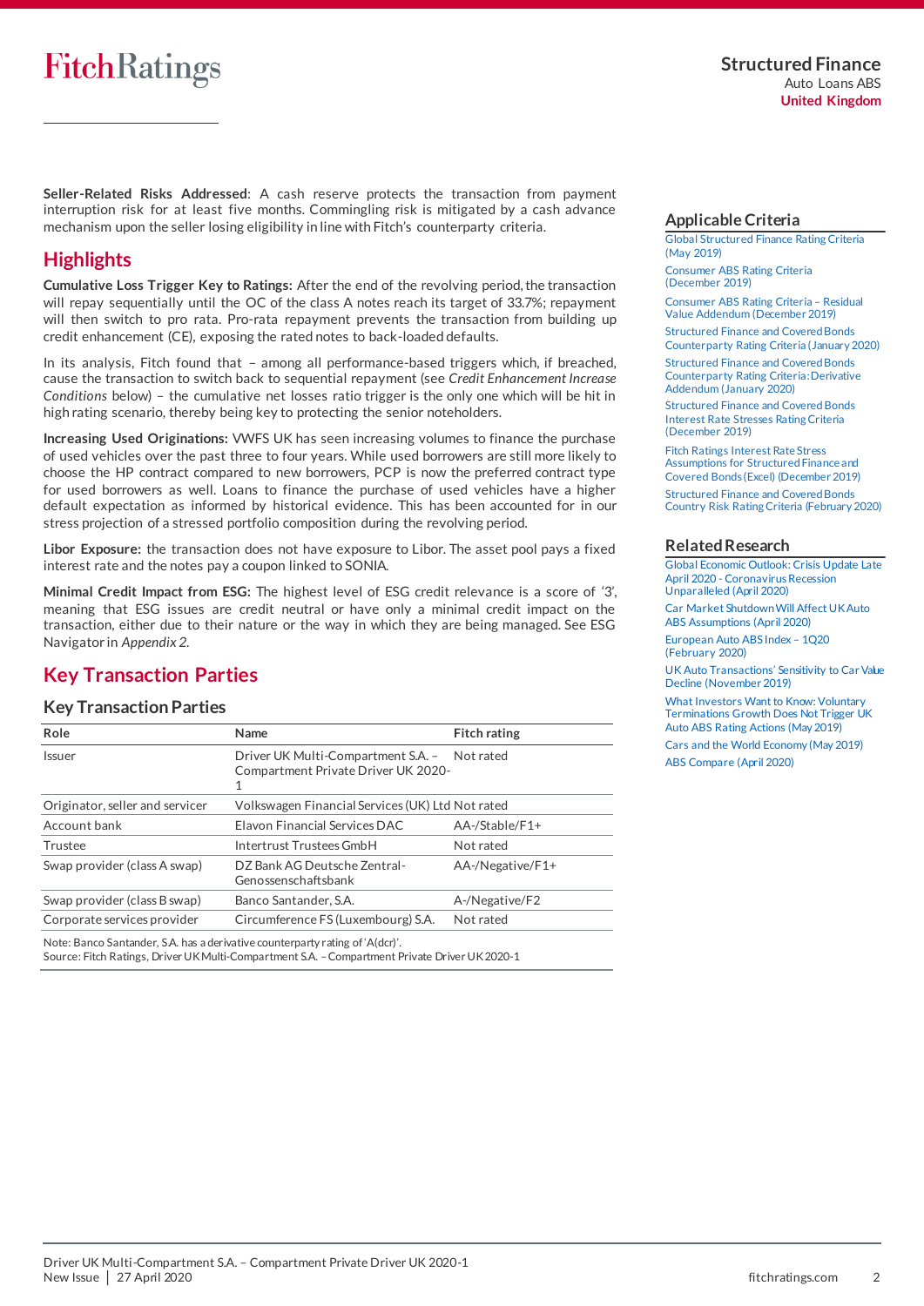**Seller-Related Risks Addressed**: A cash reserve protects the transaction from payment interruption risk for at least five months. Commingling risk is mitigated by a cash advance mechanism upon the seller losing eligibility in line with Fitch's counterparty criteria.

## Highlights

**Cumulative Loss Trigger Key to Ratings:** After the end of the revolving period, the transaction will repay sequentially until the OC of the class A notes reach its target of 33.7%; repayment will then switch to pro rata. Pro-rata repayment prevents the transaction from building up credit enhancement (CE), exposing the rated notes to back-loaded defaults.

In its analysis, Fitch found that – among all performance-based triggers which, if breached, cause the transaction to switch back to sequential repayment (see *Credit Enhancement Increase Conditions* below) – the cumulative net losses ratio trigger is the only one which will be hit in high rating scenario, thereby being key to protecting the senior noteholders.

**Increasing Used Originations:** VWFS UK has seen increasing volumes to finance the purchase of used vehicles over the past three to four years. While used borrowers are still more likely to choose the HP contract compared to new borrowers, PCP is now the preferred contract type for used borrowers as well. Loans to finance the purchase of used vehicles have a higher default expectation as informed by historical evidence. This has been accounted for in our stress projection of a stressed portfolio composition during the revolving period.

**Libor Exposure:** the transaction does not have exposure to Libor. The asset pool pays a fixed interest rate and the notes pay a coupon linked to SONIA.

**Minimal Credit Impact from ESG:** The highest level of ESG credit relevance is a score of '3', meaning that ESG issues are credit neutral or have only a minimal credit impact on the transaction, either due to their nature or the way in which they are being managed. See ESG Navigator in *Appendix 2*.

## Key Transaction Parties

### Key Transaction Parties

| Role | Name | Fitch rating |
|---|---|---|
| Issuer | Driver UK Multi-Compartment S.A. – Compartment Private Driver UK 2020-1 | Not rated |
| Originator, seller and servicer | Volkswagen Financial Services (UK) Ltd | Not rated |
| Account bank | Elavon Financial Services DAC | AA-/Stable/F1+ |
| Trustee | Intertrust Trustees GmbH | Not rated |
| Swap provider (class A swap) | DZ Bank AG Deutsche Zentral-Genossenschaftsbank | AA-/Negative/F1+ |
| Swap provider (class B swap) | Banco Santander, S.A. | A-/Negative/F2 |
| Corporate services provider | Circumference FS (Luxembourg) S.A. | Not rated |

Note: Banco Santander, S.A. has a derivative counterparty rating of 'A(dcr)'.
Source: Fitch Ratings, Driver UK Multi-Compartment S.A. – Compartment Private Driver UK 2020-1

## Applicable Criteria

- Global Structured Finance Rating Criteria (May 2019)
- Consumer ABS Rating Criteria (December 2019)
- Consumer ABS Rating Criteria – Residual Value Addendum (December 2019)
- Structured Finance and Covered Bonds Counterparty Rating Criteria (January 2020)
- Structured Finance and Covered Bonds Counterparty Rating Criteria: Derivative Addendum (January 2020)
- Structured Finance and Covered Bonds Interest Rate Stresses Rating Criteria (December 2019)
- Fitch Ratings Interest Rate Stress Assumptions for Structured Finance and Covered Bonds (Excel) (December 2019)
- Structured Finance and Covered Bonds Country Risk Rating Criteria (February 2020)

## Related Research

- Global Economic Outlook: Crisis Update Late April 2020 - Coronavirus Recession Unparalleled (April 2020)
- Car Market Shutdown Will Affect UK Auto ABS Assumptions (April 2020)
- European Auto ABS Index – 1Q20 (February 2020)
- UK Auto Transactions' Sensitivity to Car Value Decline (November 2019)
- What Investors Want to Know: Voluntary Terminations Growth Does Not Trigger UK Auto ABS Rating Actions (May 2019)
- Cars and the World Economy (May 2019)
- ABS Compare (April 2020)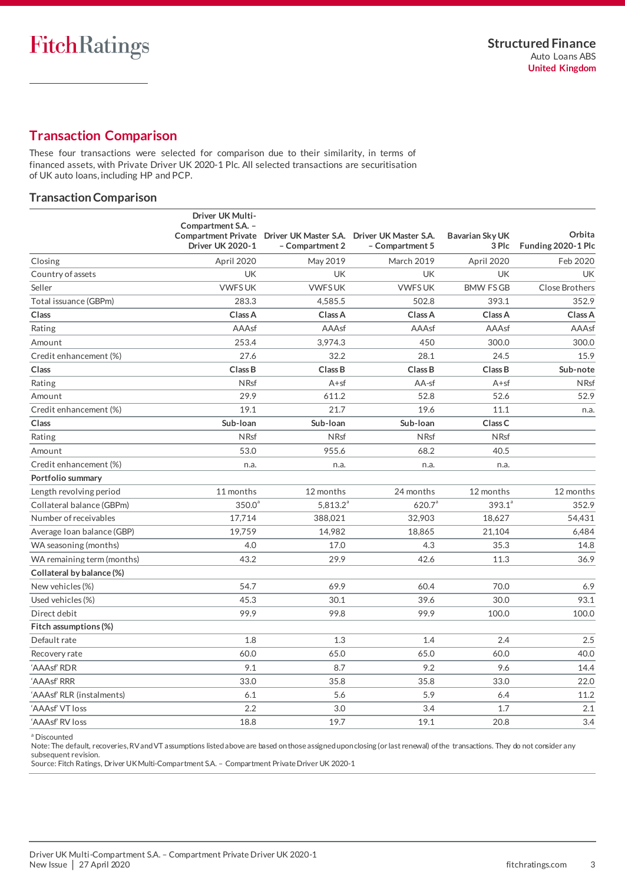## Transaction Comparison

These four transactions were selected for comparison due to their similarity, in terms of financed assets, with Private Driver UK 2020-1 Plc. All selected transactions are securitisation of UK auto loans, including HP and PCP.

### Transaction Comparison

| | Driver UK Multi-Compartment S.A. – Compartment Private Driver UK 2020-1 | Driver UK Master S.A. – Compartment 2 | Driver UK Master S.A. – Compartment 5 | Bavarian Sky UK 3 Plc | Orbita Funding 2020-1 Plc |
|---|---|---|---|---|---|
| Closing | April 2020 | May 2019 | March 2019 | April 2020 | Feb 2020 |
| Country of assets | UK | UK | UK | UK | UK |
| Seller | VWFS UK | VWFS UK | VWFS UK | BMW FS GB | Close Brothers |
| Total issuance (GBPm) | 283.3 | 4,585.5 | 502.8 | 393.1 | 352.9 |
| **Class** | **Class A** | **Class A** | **Class A** | **Class A** | **Class A** |
| Rating | AAAsf | AAAsf | AAAsf | AAAsf | AAAsf |
| Amount | 253.4 | 3,974.3 | 450 | 300.0 | 300.0 |
| Credit enhancement (%) | 27.6 | 32.2 | 28.1 | 24.5 | 15.9 |
| **Class** | **Class B** | **Class B** | **Class B** | **Class B** | **Sub-note** |
| Rating | NRsf | A+sf | AA-sf | A+sf | NRsf |
| Amount | 29.9 | 611.2 | 52.8 | 52.6 | 52.9 |
| Credit enhancement (%) | 19.1 | 21.7 | 19.6 | 11.1 | n.a. |
| **Class** | **Sub-loan** | **Sub-loan** | **Sub-loan** | **Class C** | |
| Rating | NRsf | NRsf | NRsf | NRsf | |
| Amount | 53.0 | 955.6 | 68.2 | 40.5 | |
| Credit enhancement (%) | n.a. | n.a. | n.a. | n.a. | |
| **Portfolio summary** | | | | | |
| Length revolving period | 11 months | 12 months | 24 months | 12 months | 12 months |
| Collateral balance (GBPm) | 350.0[a] | 5,813.2[a] | 620.7[a] | 393.1[a] | 352.9 |
| Number of receivables | 17,714 | 388,021 | 32,903 | 18,627 | 54,431 |
| Average loan balance (GBP) | 19,759 | 14,982 | 18,865 | 21,104 | 6,484 |
| WA seasoning (months) | 4.0 | 17.0 | 4.3 | 35.3 | 14.8 |
| WA remaining term (months) | 43.2 | 29.9 | 42.6 | 11.3 | 36.9 |
| **Collateral by balance (%)** | | | | | |
| New vehicles (%) | 54.7 | 69.9 | 60.4 | 70.0 | 6.9 |
| Used vehicles (%) | 45.3 | 30.1 | 39.6 | 30.0 | 93.1 |
| Direct debit | 99.9 | 99.8 | 99.9 | 100.0 | 100.0 |
| **Fitch assumptions (%)** | | | | | |
| Default rate | 1.8 | 1.3 | 1.4 | 2.4 | 2.5 |
| Recovery rate | 60.0 | 65.0 | 65.0 | 60.0 | 40.0 |
| 'AAAsf' RDR | 9.1 | 8.7 | 9.2 | 9.6 | 14.4 |
| 'AAAsf' RRR | 33.0 | 35.8 | 35.8 | 33.0 | 22.0 |
| 'AAAsf' RLR (instalments) | 6.1 | 5.6 | 5.9 | 6.4 | 11.2 |
| 'AAAsf' VT loss | 2.2 | 3.0 | 3.4 | 1.7 | 2.1 |
| 'AAAsf' RV loss | 18.8 | 19.7 | 19.1 | 20.8 | 3.4 |

[a] Discounted

Note: The default, recoveries, RV and VT assumptions listed above are based on those assigned upon closing (or last renewal) of the transactions. They do not consider any subsequent revision.

Source: Fitch Ratings, Driver UK Multi-Compartment S.A. – Compartment Private Driver UK 2020-1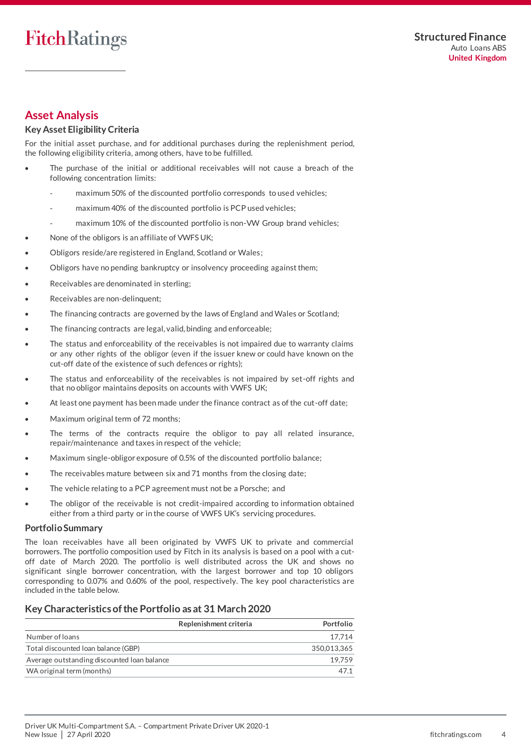## Asset Analysis

### Key Asset Eligibility Criteria

For the initial asset purchase, and for additional purchases during the replenishment period, the following eligibility criteria, among others, have to be fulfilled.

- The purchase of the initial or additional receivables will not cause a breach of the following concentration limits:
  - maximum 50% of the discounted portfolio corresponds to used vehicles;
  - maximum 40% of the discounted portfolio is PCP used vehicles;
  - maximum 10% of the discounted portfolio is non-VW Group brand vehicles;
- None of the obligors is an affiliate of VWFS UK;
- Obligors reside/are registered in England, Scotland or Wales;
- Obligors have no pending bankruptcy or insolvency proceeding against them;
- Receivables are denominated in sterling;
- Receivables are non-delinquent;
- The financing contracts are governed by the laws of England and Wales or Scotland;
- The financing contracts are legal, valid, binding and enforceable;
- The status and enforceability of the receivables is not impaired due to warranty claims or any other rights of the obligor (even if the issuer knew or could have known on the cut-off date of the existence of such defences or rights);
- The status and enforceability of the receivables is not impaired by set-off rights and that no obligor maintains deposits on accounts with VWFS UK;
- At least one payment has been made under the finance contract as of the cut-off date;
- Maximum original term of 72 months;
- The terms of the contracts require the obligor to pay all related insurance, repair/maintenance and taxes in respect of the vehicle;
- Maximum single-obligor exposure of 0.5% of the discounted portfolio balance;
- The receivables mature between six and 71 months from the closing date;
- The vehicle relating to a PCP agreement must not be a Porsche; and
- The obligor of the receivable is not credit-impaired according to information obtained either from a third party or in the course of VWFS UK's servicing procedures.

### Portfolio Summary

The loan receivables have all been originated by VWFS UK to private and commercial borrowers. The portfolio composition used by Fitch in its analysis is based on a pool with a cut-off date of March 2020. The portfolio is well distributed across the UK and shows no significant single borrower concentration, with the largest borrower and top 10 obligors corresponding to 0.07% and 0.60% of the pool, respectively. The key pool characteristics are included in the table below.

### Key Characteristics of the Portfolio as at 31 March 2020

| Replenishment criteria | Portfolio |
|---|---|
| Number of loans | 17,714 |
| Total discounted loan balance (GBP) | 350,013,365 |
| Average outstanding discounted loan balance | 19,759 |
| WA original term (months) | 47.1 |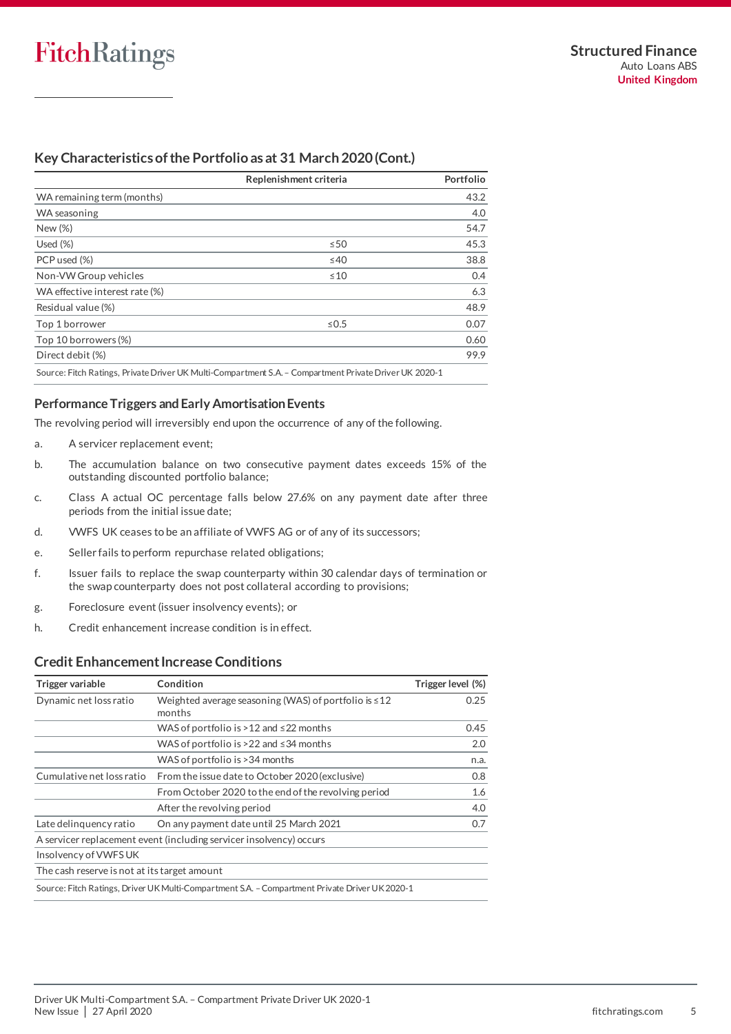## Key Characteristics of the Portfolio as at 31 March 2020 (Cont.)

| | Replenishment criteria | Portfolio |
|---|---|---|
| WA remaining term (months) | | 43.2 |
| WA seasoning | | 4.0 |
| New (%) | | 54.7 |
| Used (%) | ≤50 | 45.3 |
| PCP used (%) | ≤40 | 38.8 |
| Non-VW Group vehicles | ≤10 | 0.4 |
| WA effective interest rate (%) | | 6.3 |
| Residual value (%) | | 48.9 |
| Top 1 borrower | ≤0.5 | 0.07 |
| Top 10 borrowers (%) | | 0.60 |
| Direct debit (%) | | 99.9 |

Source: Fitch Ratings, Private Driver UK Multi-Compartment S.A. – Compartment Private Driver UK 2020-1

## Performance Triggers and Early Amortisation Events

The revolving period will irreversibly end upon the occurrence of any of the following.

a. A servicer replacement event;

b. The accumulation balance on two consecutive payment dates exceeds 15% of the outstanding discounted portfolio balance;

c. Class A actual OC percentage falls below 27.6% on any payment date after three periods from the initial issue date;

d. VWFS UK ceases to be an affiliate of VWFS AG or of any of its successors;

e. Seller fails to perform repurchase related obligations;

f. Issuer fails to replace the swap counterparty within 30 calendar days of termination or the swap counterparty does not post collateral according to provisions;

g. Foreclosure event (issuer insolvency events); or

h. Credit enhancement increase condition is in effect.

## Credit Enhancement Increase Conditions

| Trigger variable | Condition | Trigger level (%) |
|---|---|---|
| Dynamic net loss ratio | Weighted average seasoning (WAS) of portfolio is ≤12 months | 0.25 |
| | WAS of portfolio is >12 and ≤22 months | 0.45 |
| | WAS of portfolio is >22 and ≤34 months | 2.0 |
| | WAS of portfolio is >34 months | n.a. |
| Cumulative net loss ratio | From the issue date to October 2020 (exclusive) | 0.8 |
| | From October 2020 to the end of the revolving period | 1.6 |
| | After the revolving period | 4.0 |
| Late delinquency ratio | On any payment date until 25 March 2021 | 0.7 |
| A servicer replacement event (including servicer insolvency) occurs | | |
| Insolvency of VWFS UK | | |
| The cash reserve is not at its target amount | | |

Source: Fitch Ratings, Driver UK Multi-Compartment S.A. – Compartment Private Driver UK 2020-1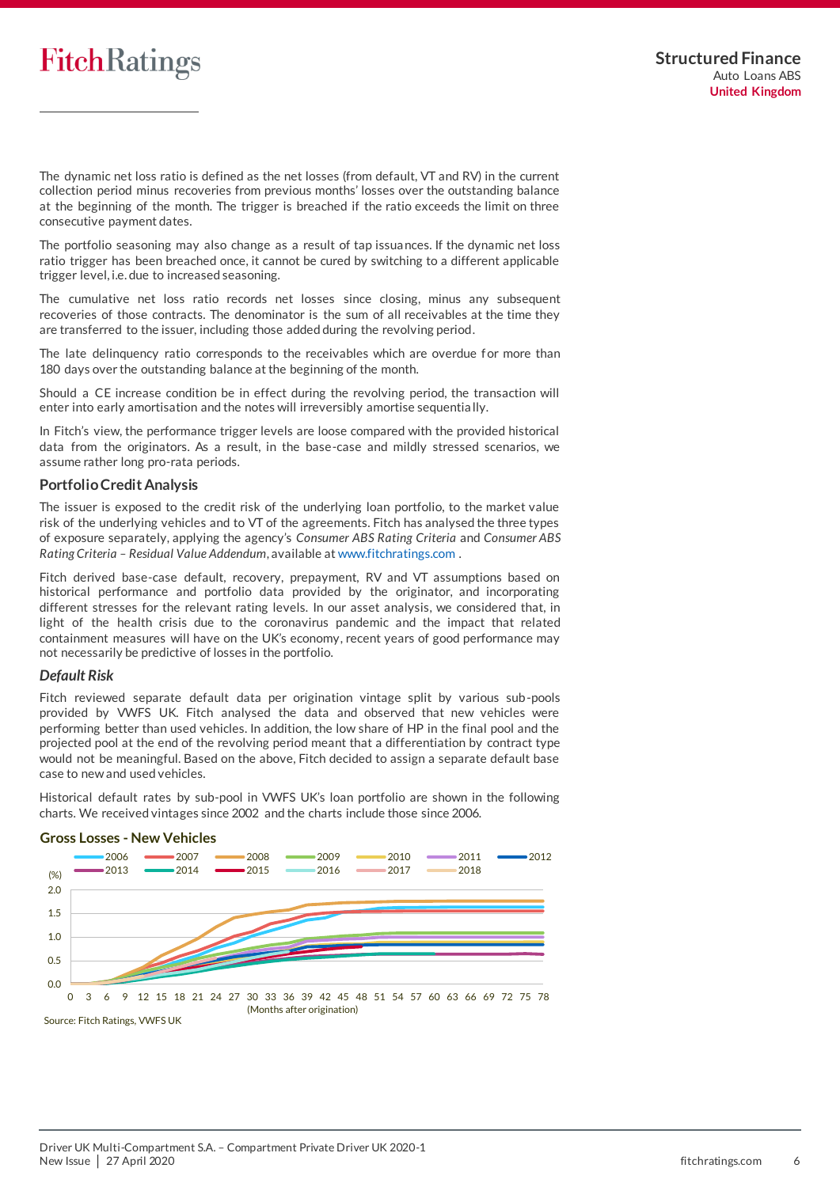The dynamic net loss ratio is defined as the net losses (from default, VT and RV) in the current collection period minus recoveries from previous months' losses over the outstanding balance at the beginning of the month. The trigger is breached if the ratio exceeds the limit on three consecutive payment dates.

The portfolio seasoning may also change as a result of tap issuances. If the dynamic net loss ratio trigger has been breached once, it cannot be cured by switching to a different applicable trigger level, i.e. due to increased seasoning.

The cumulative net loss ratio records net losses since closing, minus any subsequent recoveries of those contracts. The denominator is the sum of all receivables at the time they are transferred to the issuer, including those added during the revolving period.

The late delinquency ratio corresponds to the receivables which are overdue for more than 180 days over the outstanding balance at the beginning of the month.

Should a CE increase condition be in effect during the revolving period, the transaction will enter into early amortisation and the notes will irreversibly amortise sequentially.

In Fitch's view, the performance trigger levels are loose compared with the provided historical data from the originators. As a result, in the base-case and mildly stressed scenarios, we assume rather long pro-rata periods.

## Portfolio Credit Analysis

The issuer is exposed to the credit risk of the underlying loan portfolio, to the market value risk of the underlying vehicles and to VT of the agreements. Fitch has analysed the three types of exposure separately, applying the agency's *Consumer ABS Rating Criteria* and *Consumer ABS Rating Criteria – Residual Value Addendum*, available at www.fitchratings.com .

Fitch derived base-case default, recovery, prepayment, RV and VT assumptions based on historical performance and portfolio data provided by the originator, and incorporating different stresses for the relevant rating levels. In our asset analysis, we considered that, in light of the health crisis due to the coronavirus pandemic and the impact that related containment measures will have on the UK's economy, recent years of good performance may not necessarily be predictive of losses in the portfolio.

### *Default Risk*

Fitch reviewed separate default data per origination vintage split by various sub-pools provided by VWFS UK. Fitch analysed the data and observed that new vehicles were performing better than used vehicles. In addition, the low share of HP in the final pool and the projected pool at the end of the revolving period meant that a differentiation by contract type would not be meaningful. Based on the above, Fitch decided to assign a separate default base case to new and used vehicles.

Historical default rates by sub-pool in VWFS UK's loan portfolio are shown in the following charts. We received vintages since 2002 and the charts include those since 2006.

**Gross Losses - New Vehicles**

Source: Fitch Ratings, VWFS UK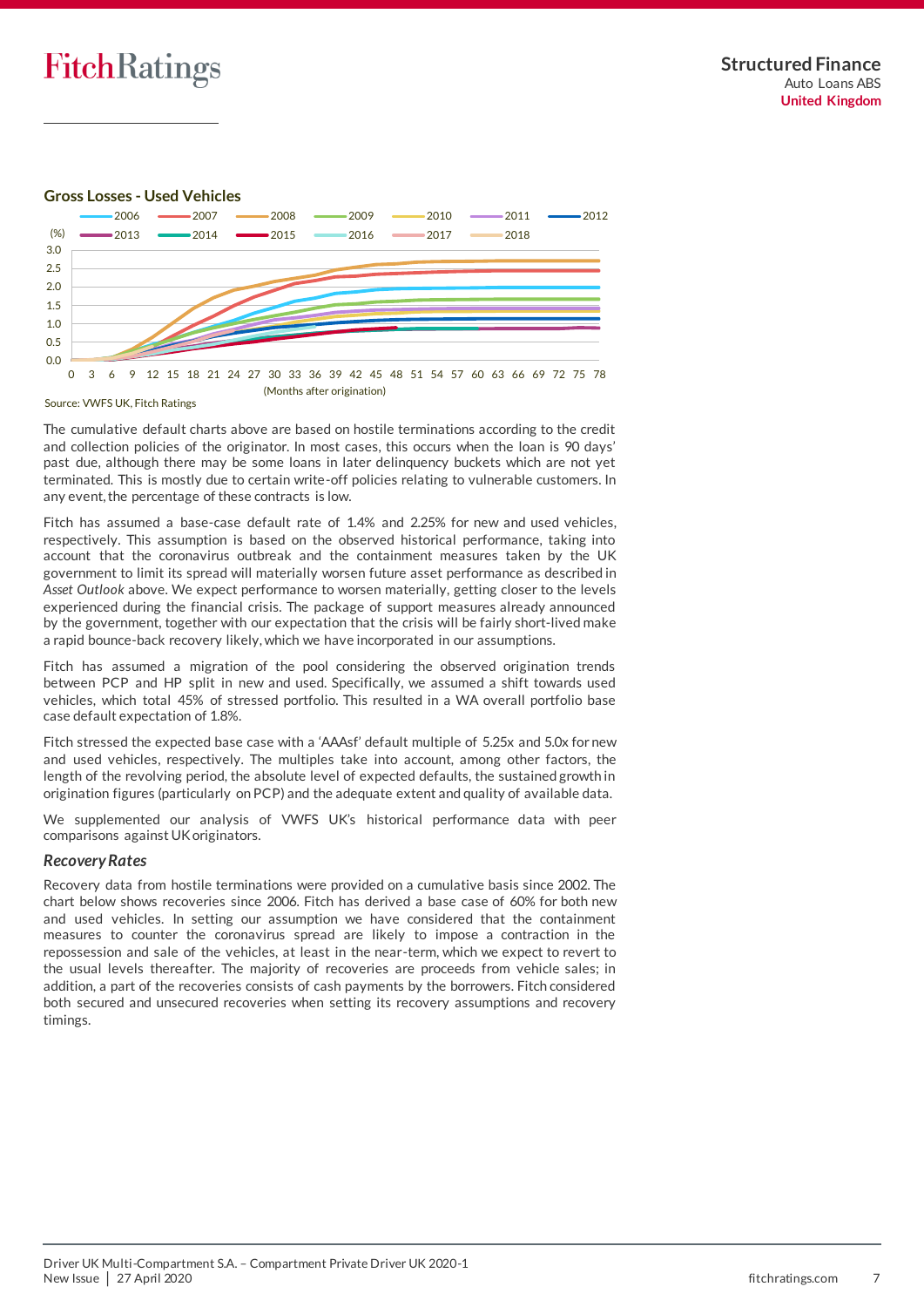**Gross Losses - Used Vehicles**

Source: VWFS UK, Fitch Ratings

The cumulative default charts above are based on hostile terminations according to the credit and collection policies of the originator. In most cases, this occurs when the loan is 90 days' past due, although there may be some loans in later delinquency buckets which are not yet terminated. This is mostly due to certain write-off policies relating to vulnerable customers. In any event, the percentage of these contracts is low.

Fitch has assumed a base-case default rate of 1.4% and 2.25% for new and used vehicles, respectively. This assumption is based on the observed historical performance, taking into account that the coronavirus outbreak and the containment measures taken by the UK government to limit its spread will materially worsen future asset performance as described in *Asset Outlook* above. We expect performance to worsen materially, getting closer to the levels experienced during the financial crisis. The package of support measures already announced by the government, together with our expectation that the crisis will be fairly short-lived make a rapid bounce-back recovery likely, which we have incorporated in our assumptions.

Fitch has assumed a migration of the pool considering the observed origination trends between PCP and HP split in new and used. Specifically, we assumed a shift towards used vehicles, which total 45% of stressed portfolio. This resulted in a WA overall portfolio base case default expectation of 1.8%.

Fitch stressed the expected base case with a 'AAAsf' default multiple of 5.25x and 5.0x for new and used vehicles, respectively. The multiples take into account, among other factors, the length of the revolving period, the absolute level of expected defaults, the sustained growth in origination figures (particularly on PCP) and the adequate extent and quality of available data.

We supplemented our analysis of VWFS UK's historical performance data with peer comparisons against UK originators.

### *Recovery Rates*

Recovery data from hostile terminations were provided on a cumulative basis since 2002. The chart below shows recoveries since 2006. Fitch has derived a base case of 60% for both new and used vehicles. In setting our assumption we have considered that the containment measures to counter the coronavirus spread are likely to impose a contraction in the repossession and sale of the vehicles, at least in the near-term, which we expect to revert to the usual levels thereafter. The majority of recoveries are proceeds from vehicle sales; in addition, a part of the recoveries consists of cash payments by the borrowers. Fitch considered both secured and unsecured recoveries when setting its recovery assumptions and recovery timings.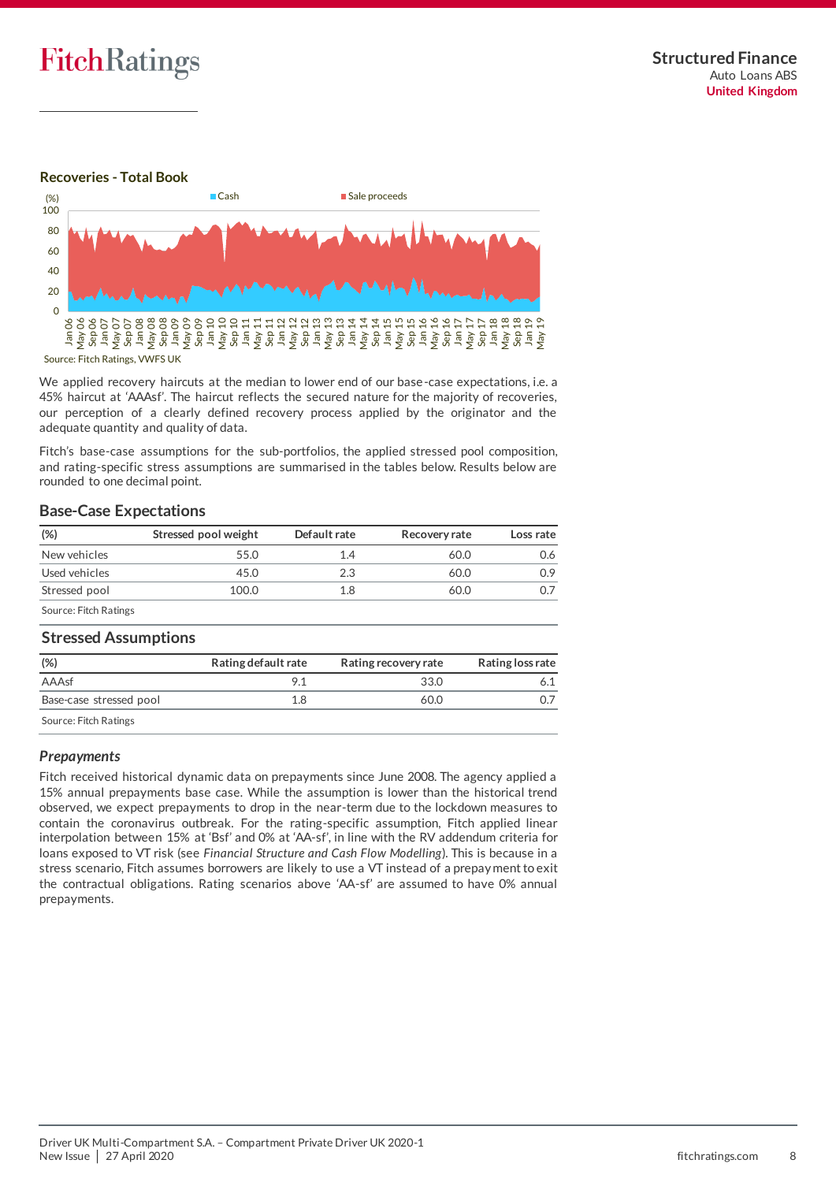### Recoveries - Total Book

Source: Fitch Ratings, VWFS UK

We applied recovery haircuts at the median to lower end of our base-case expectations, i.e. a 45% haircut at 'AAAsf'. The haircut reflects the secured nature for the majority of recoveries, our perception of a clearly defined recovery process applied by the originator and the adequate quantity and quality of data.

Fitch's base-case assumptions for the sub-portfolios, the applied stressed pool composition, and rating-specific stress assumptions are summarised in the tables below. Results below are rounded to one decimal point.

### Base-Case Expectations

| (%) | Stressed pool weight | Default rate | Recovery rate | Loss rate |
|---|---|---|---|---|
| New vehicles | 55.0 | 1.4 | 60.0 | 0.6 |
| Used vehicles | 45.0 | 2.3 | 60.0 | 0.9 |
| Stressed pool | 100.0 | 1.8 | 60.0 | 0.7 |

Source: Fitch Ratings

### Stressed Assumptions

| (%) | Rating default rate | Rating recovery rate | Rating loss rate |
|---|---|---|---|
| AAAsf | 9.1 | 33.0 | 6.1 |
| Base-case stressed pool | 1.8 | 60.0 | 0.7 |

Source: Fitch Ratings

### *Prepayments*

Fitch received historical dynamic data on prepayments since June 2008. The agency applied a 15% annual prepayments base case. While the assumption is lower than the historical trend observed, we expect prepayments to drop in the near-term due to the lockdown measures to contain the coronavirus outbreak. For the rating-specific assumption, Fitch applied linear interpolation between 15% at 'Bsf' and 0% at 'AA-sf', in line with the RV addendum criteria for loans exposed to VT risk (see *Financial Structure and Cash Flow Modelling*). This is because in a stress scenario, Fitch assumes borrowers are likely to use a VT instead of a prepayment to exit the contractual obligations. Rating scenarios above 'AA-sf' are assumed to have 0% annual prepayments.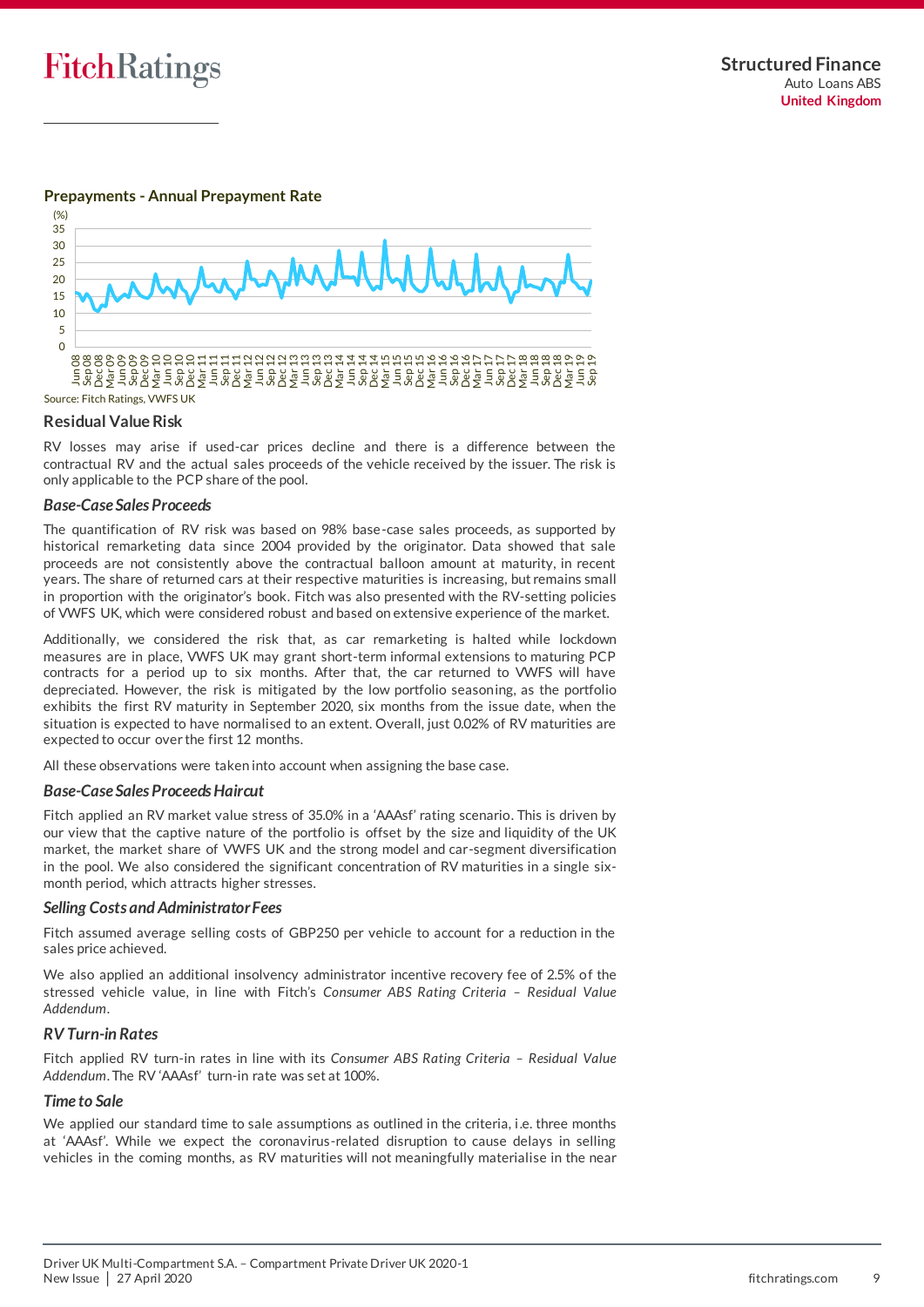**Prepayments - Annual Prepayment Rate**

Source: Fitch Ratings, VWFS UK

## Residual Value Risk

RV losses may arise if used-car prices decline and there is a difference between the contractual RV and the actual sales proceeds of the vehicle received by the issuer. The risk is only applicable to the PCP share of the pool.

### *Base-Case Sales Proceeds*

The quantification of RV risk was based on 98% base-case sales proceeds, as supported by historical remarketing data since 2004 provided by the originator. Data showed that sale proceeds are not consistently above the contractual balloon amount at maturity, in recent years. The share of returned cars at their respective maturities is increasing, but remains small in proportion with the originator's book. Fitch was also presented with the RV-setting policies of VWFS UK, which were considered robust and based on extensive experience of the market.

Additionally, we considered the risk that, as car remarketing is halted while lockdown measures are in place, VWFS UK may grant short-term informal extensions to maturing PCP contracts for a period up to six months. After that, the car returned to VWFS will have depreciated. However, the risk is mitigated by the low portfolio seasoning, as the portfolio exhibits the first RV maturity in September 2020, six months from the issue date, when the situation is expected to have normalised to an extent. Overall, just 0.02% of RV maturities are expected to occur over the first 12 months.

All these observations were taken into account when assigning the base case.

### *Base-Case Sales Proceeds Haircut*

Fitch applied an RV market value stress of 35.0% in a 'AAAsf' rating scenario. This is driven by our view that the captive nature of the portfolio is offset by the size and liquidity of the UK market, the market share of VWFS UK and the strong model and car-segment diversification in the pool. We also considered the significant concentration of RV maturities in a single six-month period, which attracts higher stresses.

### *Selling Costs and Administrator Fees*

Fitch assumed average selling costs of GBP250 per vehicle to account for a reduction in the sales price achieved.

We also applied an additional insolvency administrator incentive recovery fee of 2.5% of the stressed vehicle value, in line with Fitch's *Consumer ABS Rating Criteria – Residual Value Addendum*.

### *RV Turn-in Rates*

Fitch applied RV turn-in rates in line with its *Consumer ABS Rating Criteria – Residual Value Addendum*. The RV 'AAAsf' turn-in rate was set at 100%.

### *Time to Sale*

We applied our standard time to sale assumptions as outlined in the criteria, i.e. three months at 'AAAsf'. While we expect the coronavirus-related disruption to cause delays in selling vehicles in the coming months, as RV maturities will not meaningfully materialise in the near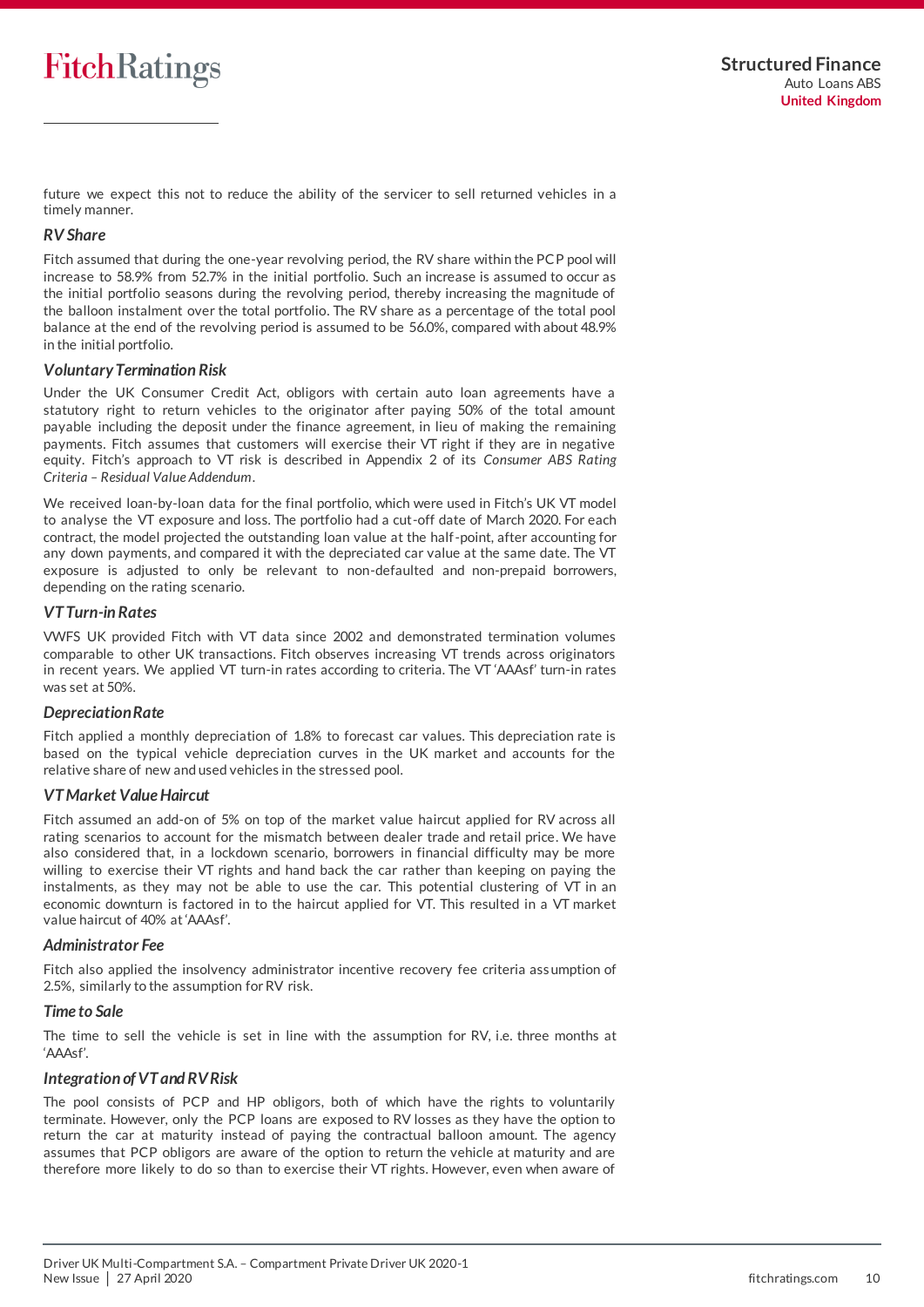future we expect this not to reduce the ability of the servicer to sell returned vehicles in a timely manner.

### *RV Share*

Fitch assumed that during the one-year revolving period, the RV share within the PCP pool will increase to 58.9% from 52.7% in the initial portfolio. Such an increase is assumed to occur as the initial portfolio seasons during the revolving period, thereby increasing the magnitude of the balloon instalment over the total portfolio. The RV share as a percentage of the total pool balance at the end of the revolving period is assumed to be 56.0%, compared with about 48.9% in the initial portfolio.

### *Voluntary Termination Risk*

Under the UK Consumer Credit Act, obligors with certain auto loan agreements have a statutory right to return vehicles to the originator after paying 50% of the total amount payable including the deposit under the finance agreement, in lieu of making the remaining payments. Fitch assumes that customers will exercise their VT right if they are in negative equity. Fitch's approach to VT risk is described in Appendix 2 of its *Consumer ABS Rating Criteria – Residual Value Addendum*.

We received loan-by-loan data for the final portfolio, which were used in Fitch's UK VT model to analyse the VT exposure and loss. The portfolio had a cut-off date of March 2020. For each contract, the model projected the outstanding loan value at the half-point, after accounting for any down payments, and compared it with the depreciated car value at the same date. The VT exposure is adjusted to only be relevant to non-defaulted and non-prepaid borrowers, depending on the rating scenario.

### *VT Turn-in Rates*

VWFS UK provided Fitch with VT data since 2002 and demonstrated termination volumes comparable to other UK transactions. Fitch observes increasing VT trends across originators in recent years. We applied VT turn-in rates according to criteria. The VT 'AAAsf' turn-in rates was set at 50%.

### *Depreciation Rate*

Fitch applied a monthly depreciation of 1.8% to forecast car values. This depreciation rate is based on the typical vehicle depreciation curves in the UK market and accounts for the relative share of new and used vehicles in the stressed pool.

### *VT Market Value Haircut*

Fitch assumed an add-on of 5% on top of the market value haircut applied for RV across all rating scenarios to account for the mismatch between dealer trade and retail price. We have also considered that, in a lockdown scenario, borrowers in financial difficulty may be more willing to exercise their VT rights and hand back the car rather than keeping on paying the instalments, as they may not be able to use the car. This potential clustering of VT in an economic downturn is factored in to the haircut applied for VT. This resulted in a VT market value haircut of 40% at 'AAAsf'.

### *Administrator Fee*

Fitch also applied the insolvency administrator incentive recovery fee criteria assumption of 2.5%, similarly to the assumption for RV risk.

### *Time to Sale*

The time to sell the vehicle is set in line with the assumption for RV, i.e. three months at 'AAAsf'.

### *Integration of VT and RV Risk*

The pool consists of PCP and HP obligors, both of which have the rights to voluntarily terminate. However, only the PCP loans are exposed to RV losses as they have the option to return the car at maturity instead of paying the contractual balloon amount. The agency assumes that PCP obligors are aware of the option to return the vehicle at maturity and are therefore more likely to do so than to exercise their VT rights. However, even when aware of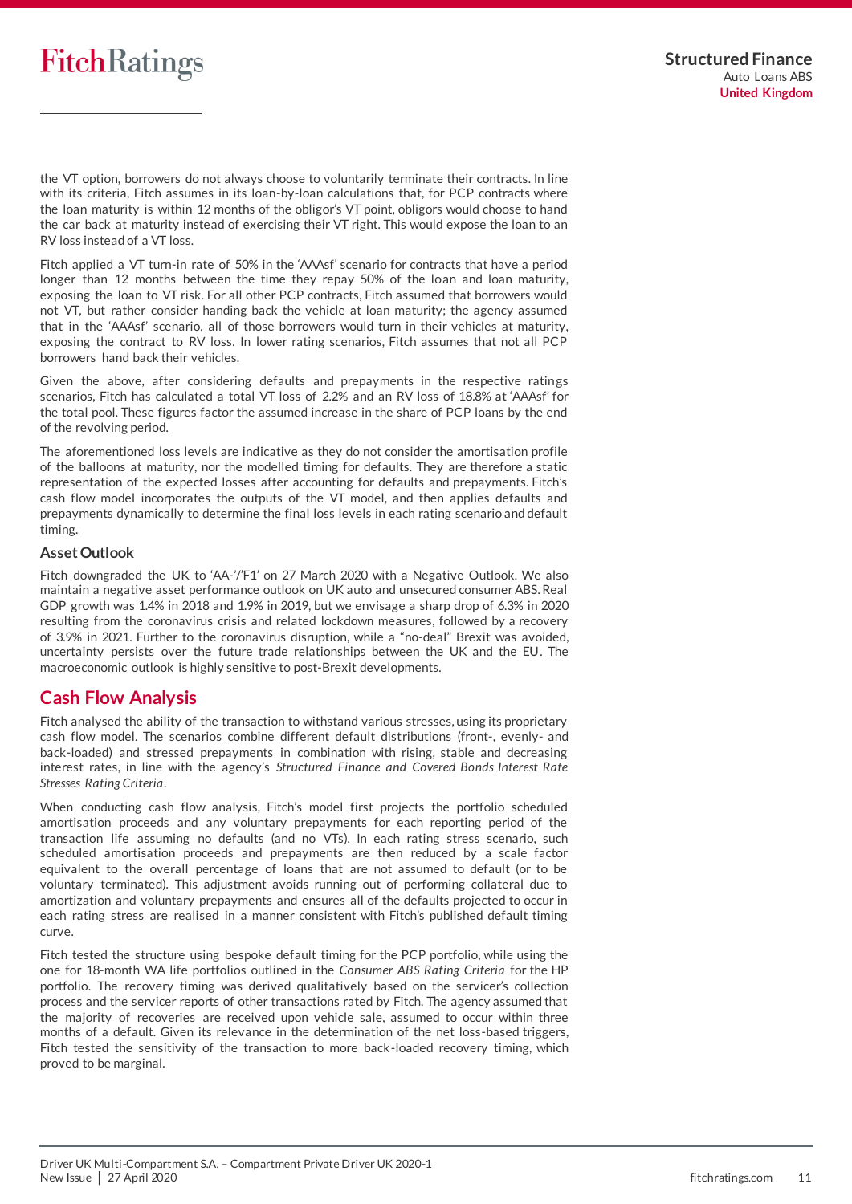the VT option, borrowers do not always choose to voluntarily terminate their contracts. In line with its criteria, Fitch assumes in its loan-by-loan calculations that, for PCP contracts where the loan maturity is within 12 months of the obligor's VT point, obligors would choose to hand the car back at maturity instead of exercising their VT right. This would expose the loan to an RV loss instead of a VT loss.

Fitch applied a VT turn-in rate of 50% in the 'AAAsf' scenario for contracts that have a period longer than 12 months between the time they repay 50% of the loan and loan maturity, exposing the loan to VT risk. For all other PCP contracts, Fitch assumed that borrowers would not VT, but rather consider handing back the vehicle at loan maturity; the agency assumed that in the 'AAAsf' scenario, all of those borrowers would turn in their vehicles at maturity, exposing the contract to RV loss. In lower rating scenarios, Fitch assumes that not all PCP borrowers hand back their vehicles.

Given the above, after considering defaults and prepayments in the respective ratings scenarios, Fitch has calculated a total VT loss of 2.2% and an RV loss of 18.8% at 'AAAsf' for the total pool. These figures factor the assumed increase in the share of PCP loans by the end of the revolving period.

The aforementioned loss levels are indicative as they do not consider the amortisation profile of the balloons at maturity, nor the modelled timing for defaults. They are therefore a static representation of the expected losses after accounting for defaults and prepayments. Fitch's cash flow model incorporates the outputs of the VT model, and then applies defaults and prepayments dynamically to determine the final loss levels in each rating scenario and default timing.

### Asset Outlook

Fitch downgraded the UK to 'AA-'/'F1' on 27 March 2020 with a Negative Outlook. We also maintain a negative asset performance outlook on UK auto and unsecured consumer ABS. Real GDP growth was 1.4% in 2018 and 1.9% in 2019, but we envisage a sharp drop of 6.3% in 2020 resulting from the coronavirus crisis and related lockdown measures, followed by a recovery of 3.9% in 2021. Further to the coronavirus disruption, while a "no-deal" Brexit was avoided, uncertainty persists over the future trade relationships between the UK and the EU. The macroeconomic outlook is highly sensitive to post-Brexit developments.

## Cash Flow Analysis

Fitch analysed the ability of the transaction to withstand various stresses, using its proprietary cash flow model. The scenarios combine different default distributions (front-, evenly- and back-loaded) and stressed prepayments in combination with rising, stable and decreasing interest rates, in line with the agency's *Structured Finance and Covered Bonds Interest Rate Stresses Rating Criteria*.

When conducting cash flow analysis, Fitch's model first projects the portfolio scheduled amortisation proceeds and any voluntary prepayments for each reporting period of the transaction life assuming no defaults (and no VTs). In each rating stress scenario, such scheduled amortisation proceeds and prepayments are then reduced by a scale factor equivalent to the overall percentage of loans that are not assumed to default (or to be voluntary terminated). This adjustment avoids running out of performing collateral due to amortization and voluntary prepayments and ensures all of the defaults projected to occur in each rating stress are realised in a manner consistent with Fitch's published default timing curve.

Fitch tested the structure using bespoke default timing for the PCP portfolio, while using the one for 18-month WA life portfolios outlined in the *Consumer ABS Rating Criteria* for the HP portfolio. The recovery timing was derived qualitatively based on the servicer's collection process and the servicer reports of other transactions rated by Fitch. The agency assumed that the majority of recoveries are received upon vehicle sale, assumed to occur within three months of a default. Given its relevance in the determination of the net loss-based triggers, Fitch tested the sensitivity of the transaction to more back-loaded recovery timing, which proved to be marginal.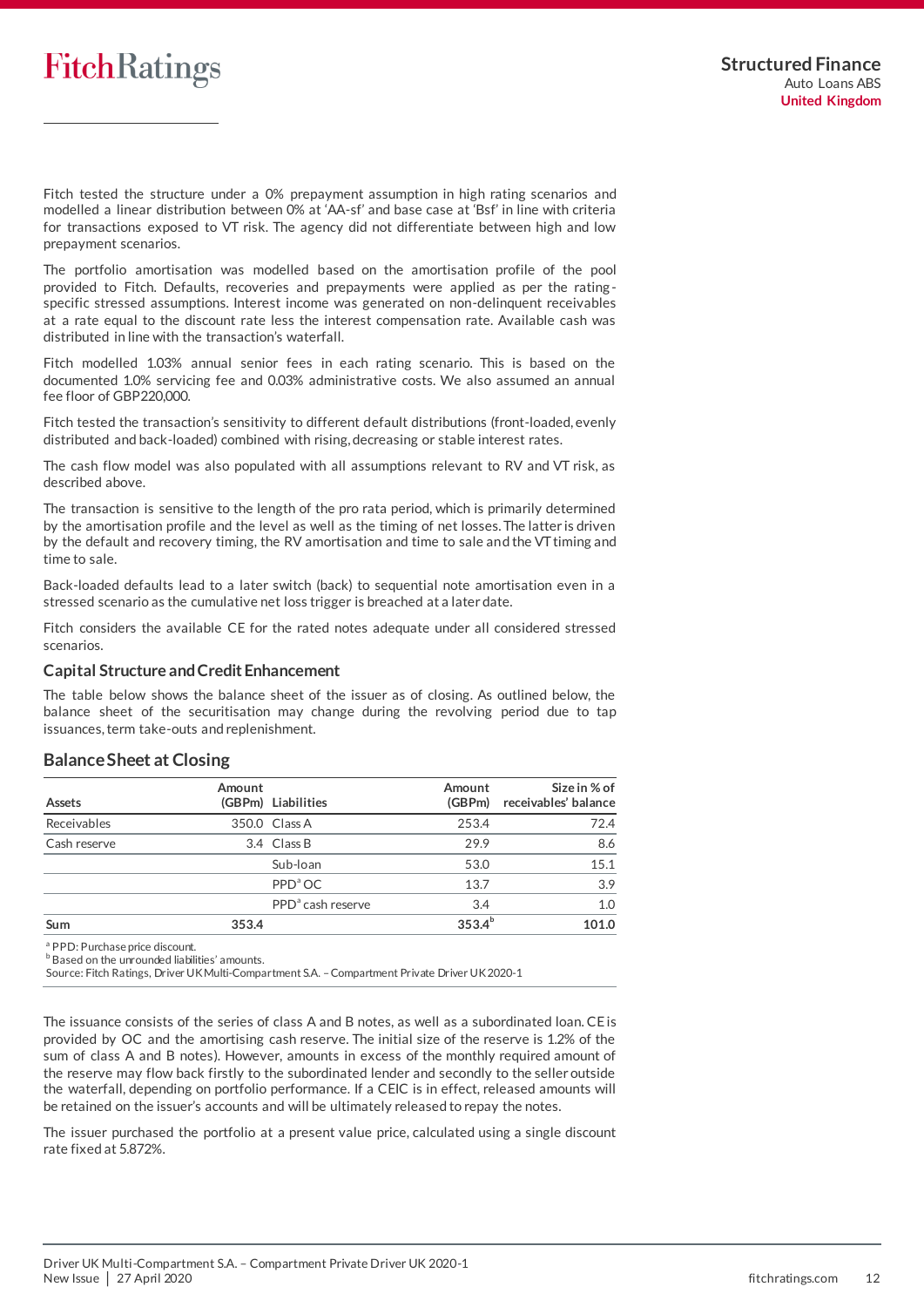Fitch tested the structure under a 0% prepayment assumption in high rating scenarios and modelled a linear distribution between 0% at 'AA-sf' and base case at 'Bsf' in line with criteria for transactions exposed to VT risk. The agency did not differentiate between high and low prepayment scenarios.

The portfolio amortisation was modelled based on the amortisation profile of the pool provided to Fitch. Defaults, recoveries and prepayments were applied as per the rating-specific stressed assumptions. Interest income was generated on non-delinquent receivables at a rate equal to the discount rate less the interest compensation rate. Available cash was distributed in line with the transaction's waterfall.

Fitch modelled 1.03% annual senior fees in each rating scenario. This is based on the documented 1.0% servicing fee and 0.03% administrative costs. We also assumed an annual fee floor of GBP220,000.

Fitch tested the transaction's sensitivity to different default distributions (front-loaded, evenly distributed and back-loaded) combined with rising, decreasing or stable interest rates.

The cash flow model was also populated with all assumptions relevant to RV and VT risk, as described above.

The transaction is sensitive to the length of the pro rata period, which is primarily determined by the amortisation profile and the level as well as the timing of net losses. The latter is driven by the default and recovery timing, the RV amortisation and time to sale and the VT timing and time to sale.

Back-loaded defaults lead to a later switch (back) to sequential note amortisation even in a stressed scenario as the cumulative net loss trigger is breached at a later date.

Fitch considers the available CE for the rated notes adequate under all considered stressed scenarios.

### Capital Structure and Credit Enhancement

The table below shows the balance sheet of the issuer as of closing. As outlined below, the balance sheet of the securitisation may change during the revolving period due to tap issuances, term take-outs and replenishment.

### Balance Sheet at Closing

| Assets | Amount (GBPm) | Liabilities | Amount (GBPm) | Size in % of receivables' balance |
|---|---|---|---|---|
| Receivables | 350.0 | Class A | 253.4 | 72.4 |
| Cash reserve | 3.4 | Class B | 29.9 | 8.6 |
| | | Sub-loan | 53.0 | 15.1 |
| | | PPD[a] OC | 13.7 | 3.9 |
| | | PPD[a] cash reserve | 3.4 | 1.0 |
| **Sum** | **353.4** | | **353.4**[b] | **101.0** |

[a] PPD: Purchase price discount.
[b] Based on the unrounded liabilities' amounts.
Source: Fitch Ratings, Driver UK Multi-Compartment S.A. – Compartment Private Driver UK 2020-1

The issuance consists of the series of class A and B notes, as well as a subordinated loan. CE is provided by OC and the amortising cash reserve. The initial size of the reserve is 1.2% of the sum of class A and B notes). However, amounts in excess of the monthly required amount of the reserve may flow back firstly to the subordinated lender and secondly to the seller outside the waterfall, depending on portfolio performance. If a CEIC is in effect, released amounts will be retained on the issuer's accounts and will be ultimately released to repay the notes.

The issuer purchased the portfolio at a present value price, calculated using a single discount rate fixed at 5.872%.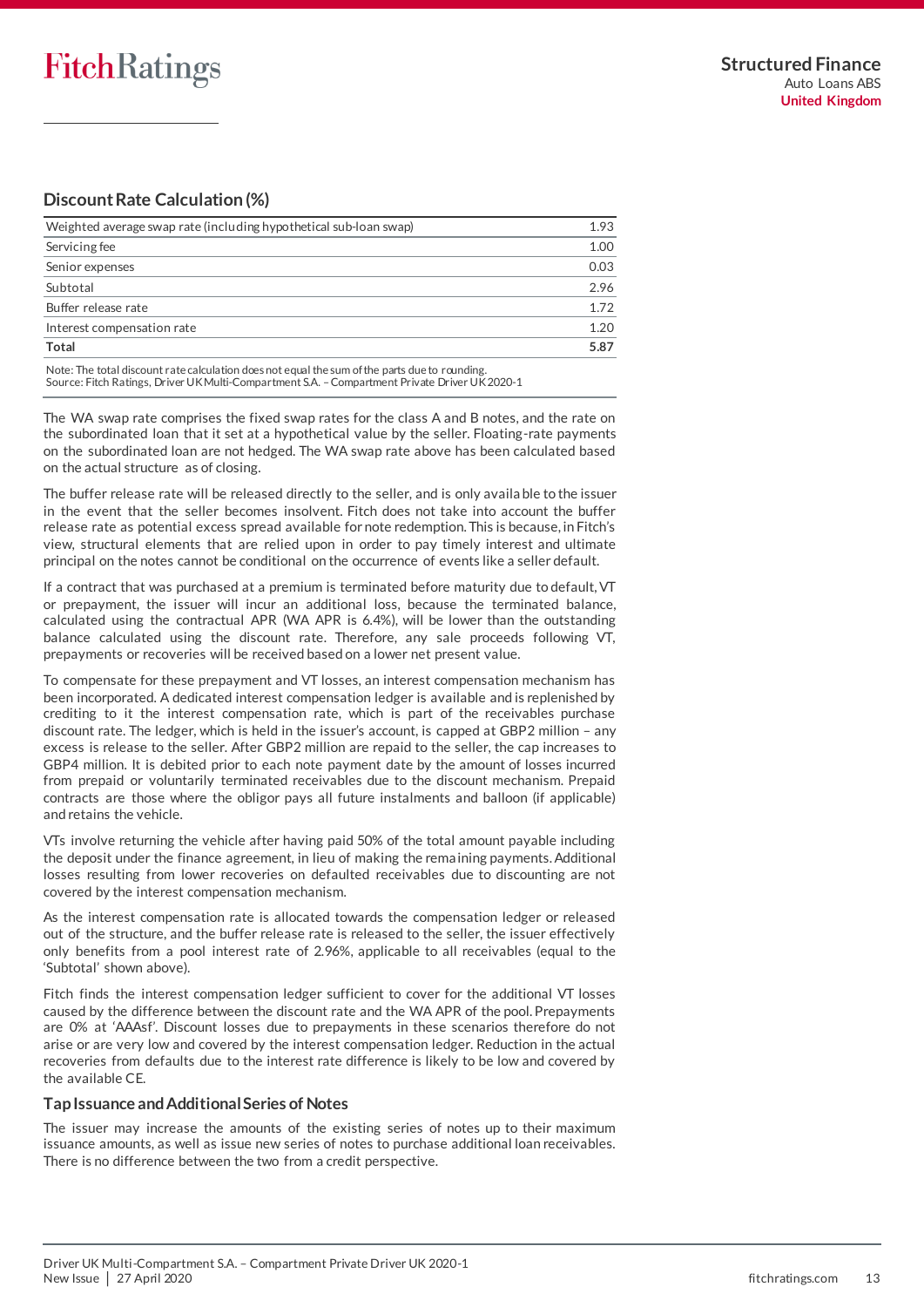## Discount Rate Calculation (%)

| | |
|---|---|
| Weighted average swap rate (including hypothetical sub-loan swap) | 1.93 |
| Servicing fee | 1.00 |
| Senior expenses | 0.03 |
| Subtotal | 2.96 |
| Buffer release rate | 1.72 |
| Interest compensation rate | 1.20 |
| **Total** | **5.87** |

Note: The total discount rate calculation does not equal the sum of the parts due to rounding.
Source: Fitch Ratings, Driver UK Multi-Compartment S.A. – Compartment Private Driver UK 2020-1

The WA swap rate comprises the fixed swap rates for the class A and B notes, and the rate on the subordinated loan that it set at a hypothetical value by the seller. Floating-rate payments on the subordinated loan are not hedged. The WA swap rate above has been calculated based on the actual structure as of closing.

The buffer release rate will be released directly to the seller, and is only available to the issuer in the event that the seller becomes insolvent. Fitch does not take into account the buffer release rate as potential excess spread available for note redemption. This is because, in Fitch's view, structural elements that are relied upon in order to pay timely interest and ultimate principal on the notes cannot be conditional on the occurrence of events like a seller default.

If a contract that was purchased at a premium is terminated before maturity due to default, VT or prepayment, the issuer will incur an additional loss, because the terminated balance, calculated using the contractual APR (WA APR is 6.4%), will be lower than the outstanding balance calculated using the discount rate. Therefore, any sale proceeds following VT, prepayments or recoveries will be received based on a lower net present value.

To compensate for these prepayment and VT losses, an interest compensation mechanism has been incorporated. A dedicated interest compensation ledger is available and is replenished by crediting to it the interest compensation rate, which is part of the receivables purchase discount rate. The ledger, which is held in the issuer's account, is capped at GBP2 million – any excess is release to the seller. After GBP2 million are repaid to the seller, the cap increases to GBP4 million. It is debited prior to each note payment date by the amount of losses incurred from prepaid or voluntarily terminated receivables due to the discount mechanism. Prepaid contracts are those where the obligor pays all future instalments and balloon (if applicable) and retains the vehicle.

VTs involve returning the vehicle after having paid 50% of the total amount payable including the deposit under the finance agreement, in lieu of making the remaining payments. Additional losses resulting from lower recoveries on defaulted receivables due to discounting are not covered by the interest compensation mechanism.

As the interest compensation rate is allocated towards the compensation ledger or released out of the structure, and the buffer release rate is released to the seller, the issuer effectively only benefits from a pool interest rate of 2.96%, applicable to all receivables (equal to the 'Subtotal' shown above).

Fitch finds the interest compensation ledger sufficient to cover for the additional VT losses caused by the difference between the discount rate and the WA APR of the pool. Prepayments are 0% at 'AAAsf'. Discount losses due to prepayments in these scenarios therefore do not arise or are very low and covered by the interest compensation ledger. Reduction in the actual recoveries from defaults due to the interest rate difference is likely to be low and covered by the available CE.

### Tap Issuance and Additional Series of Notes

The issuer may increase the amounts of the existing series of notes up to their maximum issuance amounts, as well as issue new series of notes to purchase additional loan receivables. There is no difference between the two from a credit perspective.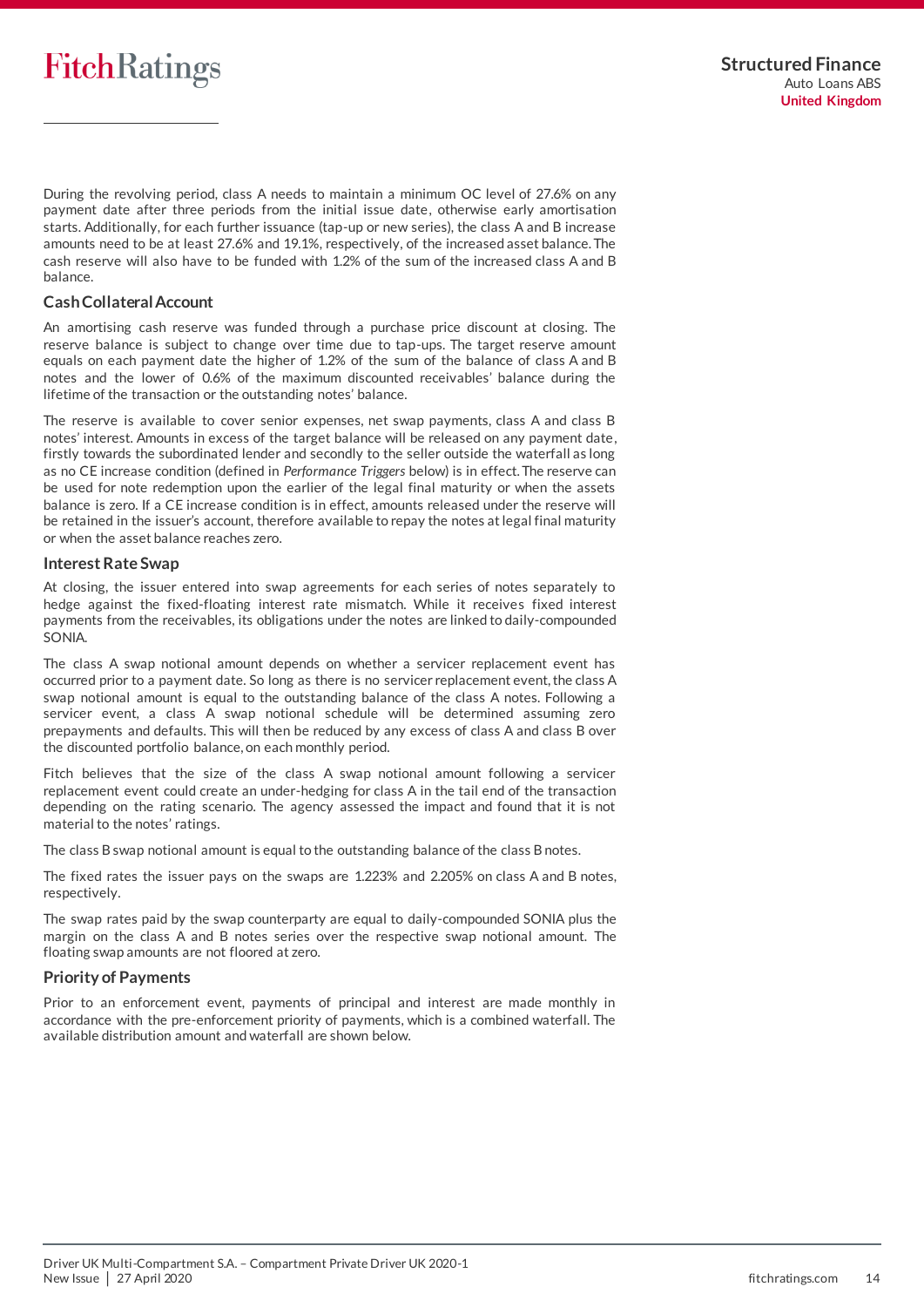During the revolving period, class A needs to maintain a minimum OC level of 27.6% on any payment date after three periods from the initial issue date, otherwise early amortisation starts. Additionally, for each further issuance (tap-up or new series), the class A and B increase amounts need to be at least 27.6% and 19.1%, respectively, of the increased asset balance. The cash reserve will also have to be funded with 1.2% of the sum of the increased class A and B balance.

### Cash Collateral Account

An amortising cash reserve was funded through a purchase price discount at closing. The reserve balance is subject to change over time due to tap-ups. The target reserve amount equals on each payment date the higher of 1.2% of the sum of the balance of class A and B notes and the lower of 0.6% of the maximum discounted receivables' balance during the lifetime of the transaction or the outstanding notes' balance.

The reserve is available to cover senior expenses, net swap payments, class A and class B notes' interest. Amounts in excess of the target balance will be released on any payment date, firstly towards the subordinated lender and secondly to the seller outside the waterfall as long as no CE increase condition (defined in *Performance Triggers* below) is in effect. The reserve can be used for note redemption upon the earlier of the legal final maturity or when the assets balance is zero. If a CE increase condition is in effect, amounts released under the reserve will be retained in the issuer's account, therefore available to repay the notes at legal final maturity or when the asset balance reaches zero.

### Interest Rate Swap

At closing, the issuer entered into swap agreements for each series of notes separately to hedge against the fixed-floating interest rate mismatch. While it receives fixed interest payments from the receivables, its obligations under the notes are linked to daily-compounded SONIA.

The class A swap notional amount depends on whether a servicer replacement event has occurred prior to a payment date. So long as there is no servicer replacement event, the class A swap notional amount is equal to the outstanding balance of the class A notes. Following a servicer event, a class A swap notional schedule will be determined assuming zero prepayments and defaults. This will then be reduced by any excess of class A and class B over the discounted portfolio balance, on each monthly period.

Fitch believes that the size of the class A swap notional amount following a servicer replacement event could create an under-hedging for class A in the tail end of the transaction depending on the rating scenario. The agency assessed the impact and found that it is not material to the notes' ratings.

The class B swap notional amount is equal to the outstanding balance of the class B notes.

The fixed rates the issuer pays on the swaps are 1.223% and 2.205% on class A and B notes, respectively.

The swap rates paid by the swap counterparty are equal to daily-compounded SONIA plus the margin on the class A and B notes series over the respective swap notional amount. The floating swap amounts are not floored at zero.

### Priority of Payments

Prior to an enforcement event, payments of principal and interest are made monthly in accordance with the pre-enforcement priority of payments, which is a combined waterfall. The available distribution amount and waterfall are shown below.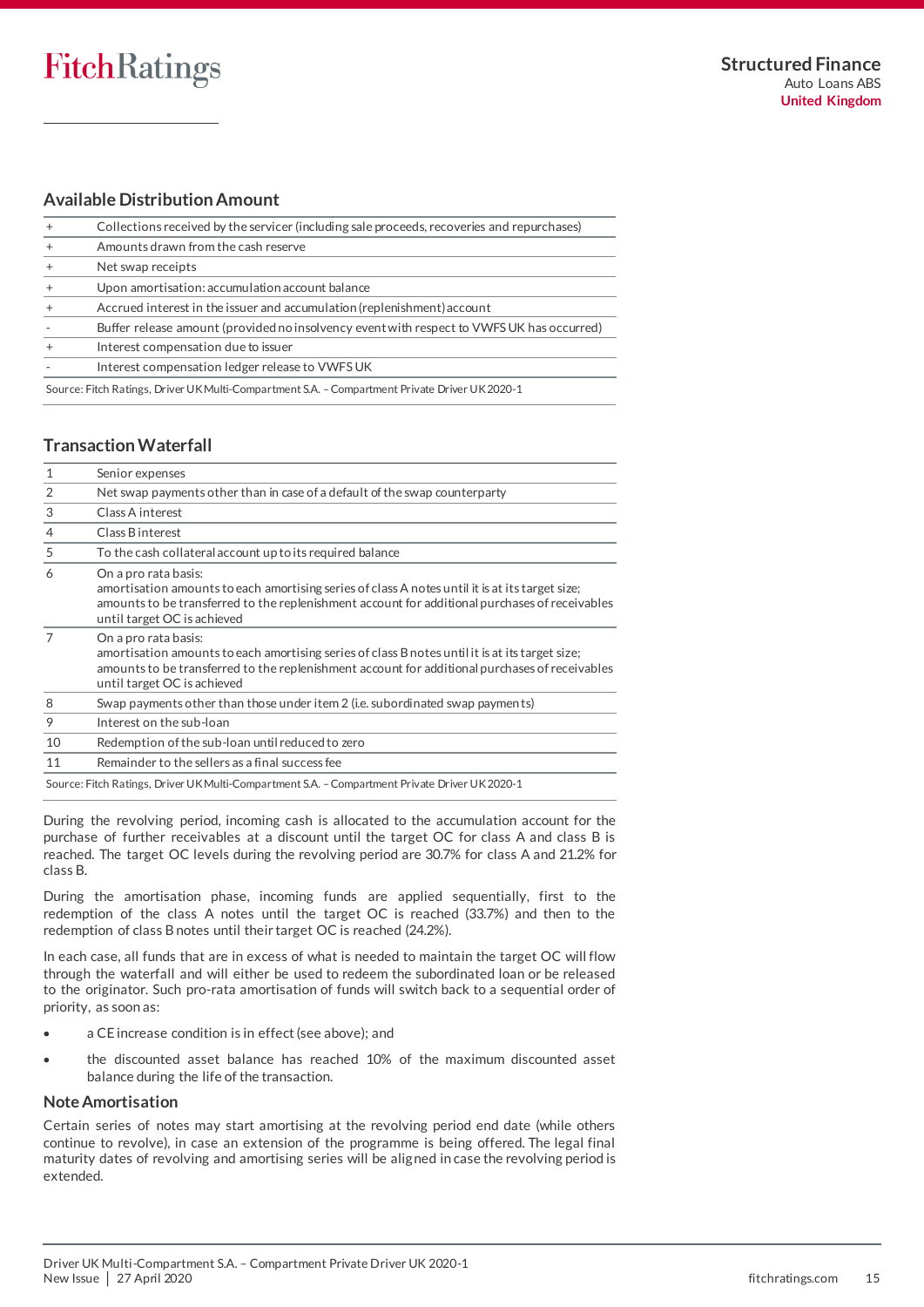## Available Distribution Amount

| | |
|---|---|
| + | Collections received by the servicer (including sale proceeds, recoveries and repurchases) |
| + | Amounts drawn from the cash reserve |
| + | Net swap receipts |
| + | Upon amortisation: accumulation account balance |
| + | Accrued interest in the issuer and accumulation (replenishment) account |
| - | Buffer release amount (provided no insolvency event with respect to VWFS UK has occurred) |
| + | Interest compensation due to issuer |
| - | Interest compensation ledger release to VWFS UK |

Source: Fitch Ratings, Driver UK Multi-Compartment S.A. – Compartment Private Driver UK 2020-1

## Transaction Waterfall

| | |
|---|---|
| 1 | Senior expenses |
| 2 | Net swap payments other than in case of a default of the swap counterparty |
| 3 | Class A interest |
| 4 | Class B interest |
| 5 | To the cash collateral account up to its required balance |
| 6 | On a pro rata basis: amortisation amounts to each amortising series of class A notes until it is at its target size; amounts to be transferred to the replenishment account for additional purchases of receivables until target OC is achieved |
| 7 | On a pro rata basis: amortisation amounts to each amortising series of class B notes until it is at its target size; amounts to be transferred to the replenishment account for additional purchases of receivables until target OC is achieved |
| 8 | Swap payments other than those under item 2 (i.e. subordinated swap payments) |
| 9 | Interest on the sub-loan |
| 10 | Redemption of the sub-loan until reduced to zero |
| 11 | Remainder to the sellers as a final success fee |

Source: Fitch Ratings, Driver UK Multi-Compartment S.A. – Compartment Private Driver UK 2020-1

During the revolving period, incoming cash is allocated to the accumulation account for the purchase of further receivables at a discount until the target OC for class A and class B is reached. The target OC levels during the revolving period are 30.7% for class A and 21.2% for class B.

During the amortisation phase, incoming funds are applied sequentially, first to the redemption of the class A notes until the target OC is reached (33.7%) and then to the redemption of class B notes until their target OC is reached (24.2%).

In each case, all funds that are in excess of what is needed to maintain the target OC will flow through the waterfall and will either be used to redeem the subordinated loan or be released to the originator. Such pro-rata amortisation of funds will switch back to a sequential order of priority, as soon as:

- a CE increase condition is in effect (see above); and
- the discounted asset balance has reached 10% of the maximum discounted asset balance during the life of the transaction.

### Note Amortisation

Certain series of notes may start amortising at the revolving period end date (while others continue to revolve), in case an extension of the programme is being offered. The legal final maturity dates of revolving and amortising series will be aligned in case the revolving period is extended.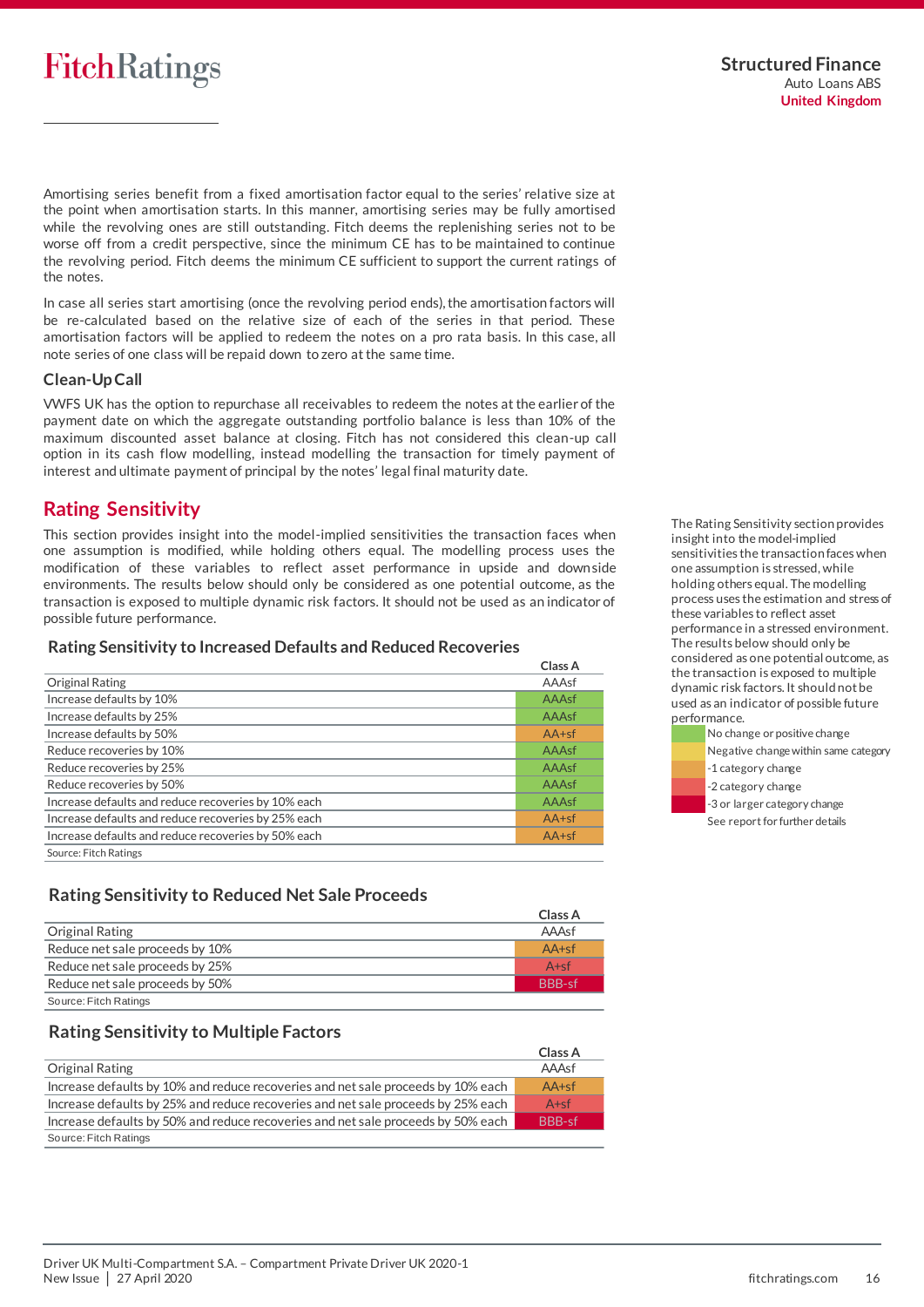Amortising series benefit from a fixed amortisation factor equal to the series' relative size at the point when amortisation starts. In this manner, amortising series may be fully amortised while the revolving ones are still outstanding. Fitch deems the replenishing series not to be worse off from a credit perspective, since the minimum CE has to be maintained to continue the revolving period. Fitch deems the minimum CE sufficient to support the current ratings of the notes.

In case all series start amortising (once the revolving period ends), the amortisation factors will be re-calculated based on the relative size of each of the series in that period. These amortisation factors will be applied to redeem the notes on a pro rata basis. In this case, all note series of one class will be repaid down to zero at the same time.

### Clean-Up Call

VWFS UK has the option to repurchase all receivables to redeem the notes at the earlier of the payment date on which the aggregate outstanding portfolio balance is less than 10% of the maximum discounted asset balance at closing. Fitch has not considered this clean-up call option in its cash flow modelling, instead modelling the transaction for timely payment of interest and ultimate payment of principal by the notes' legal final maturity date.

## Rating Sensitivity

This section provides insight into the model-implied sensitivities the transaction faces when one assumption is modified, while holding others equal. The modelling process uses the modification of these variables to reflect asset performance in upside and downside environments. The results below should only be considered as one potential outcome, as the transaction is exposed to multiple dynamic risk factors. It should not be used as an indicator of possible future performance.

### Rating Sensitivity to Increased Defaults and Reduced Recoveries

| | Class A |
|---|---|
| Original Rating | AAAsf |
| Increase defaults by 10% | AAAsf |
| Increase defaults by 25% | AAAsf |
| Increase defaults by 50% | AA+sf |
| Reduce recoveries by 10% | AAAsf |
| Reduce recoveries by 25% | AAAsf |
| Reduce recoveries by 50% | AAAsf |
| Increase defaults and reduce recoveries by 10% each | AAAsf |
| Increase defaults and reduce recoveries by 25% each | AA+sf |
| Increase defaults and reduce recoveries by 50% each | AA+sf |

Source: Fitch Ratings

### Rating Sensitivity to Reduced Net Sale Proceeds

| | Class A |
|---|---|
| Original Rating | AAAsf |
| Reduce net sale proceeds by 10% | AA+sf |
| Reduce net sale proceeds by 25% | A+sf |
| Reduce net sale proceeds by 50% | BBB-sf |

Source: Fitch Ratings

### Rating Sensitivity to Multiple Factors

| | Class A |
|---|---|
| Original Rating | AAAsf |
| Increase defaults by 10% and reduce recoveries and net sale proceeds by 10% each | AA+sf |
| Increase defaults by 25% and reduce recoveries and net sale proceeds by 25% each | A+sf |
| Increase defaults by 50% and reduce recoveries and net sale proceeds by 50% each | BBB-sf |

Source: Fitch Ratings

The Rating Sensitivity section provides insight into the model-implied sensitivities the transaction faces when one assumption is stressed, while holding others equal. The modelling process uses the estimation and stress of these variables to reflect asset performance in a stressed environment. The results below should only be considered as one potential outcome, as the transaction is exposed to multiple dynamic risk factors. It should not be used as an indicator of possible future performance.

- No change or positive change
- Negative change within same category
- -1 category change
- -2 category change
- -3 or larger category change

See report for further details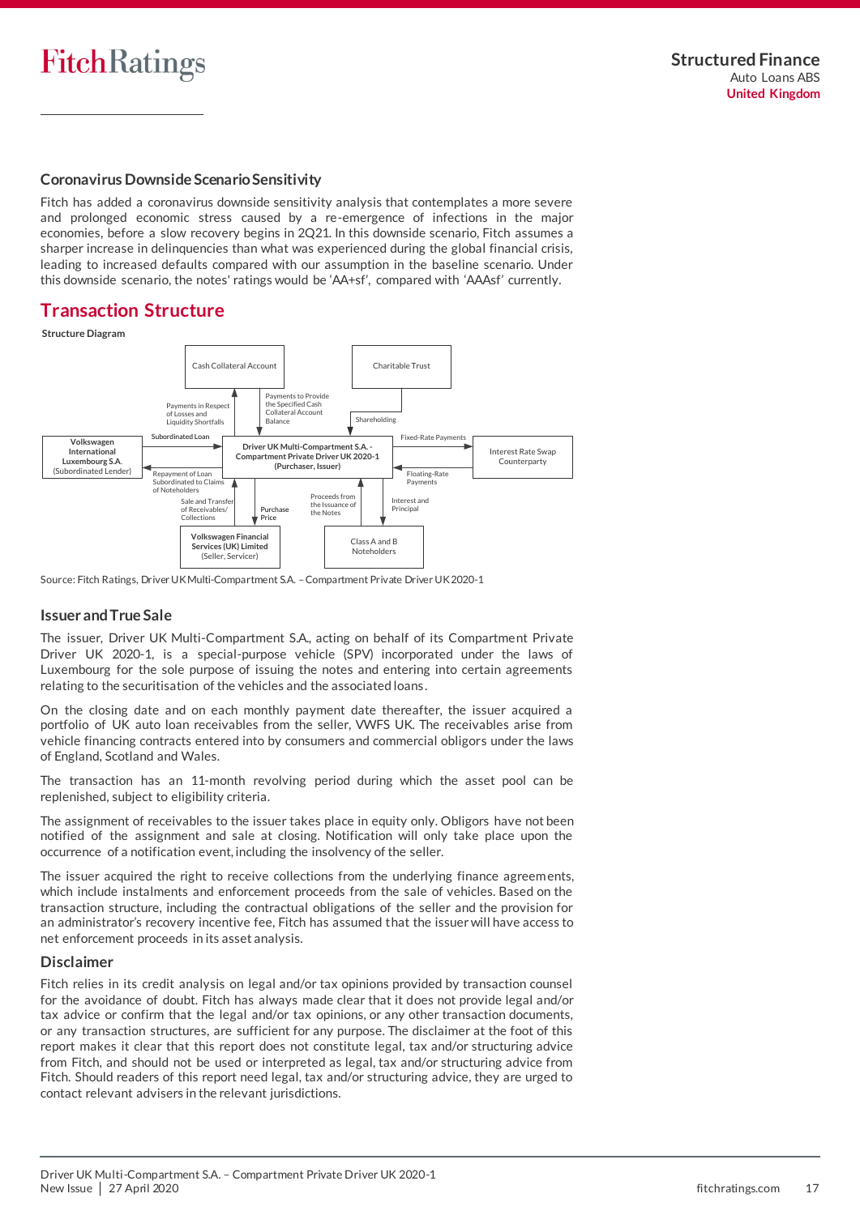### Coronavirus Downside Scenario Sensitivity

Fitch has added a coronavirus downside sensitivity analysis that contemplates a more severe and prolonged economic stress caused by a re-emergence of infections in the major economies, before a slow recovery begins in 2Q21. In this downside scenario, Fitch assumes a sharper increase in delinquencies than what was experienced during the global financial crisis, leading to increased defaults compared with our assumption in the baseline scenario. Under this downside scenario, the notes' ratings would be 'AA+sf', compared with 'AAAsf' currently.

## Transaction Structure

**Structure Diagram**

- Cash Collateral Account
- Charitable Trust
- Volkswagen International Luxembourg S.A. (Subordinated Lender)
- Driver UK Multi-Compartment S.A. - Compartment Private Driver UK 2020-1 (Purchaser, Issuer)
- Interest Rate Swap Counterparty
- Volkswagen Financial Services (UK) Limited (Seller, Servicer)
- Class A and B Noteholders

Flows: Payments in Respect of Losses and Liquidity Shortfalls; Payments to Provide the Specified Cash Collateral Account Balance; Shareholding; Subordinated Loan; Repayment of Loan Subordinated to Claims of Noteholders; Fixed-Rate Payments; Floating-Rate Payments; Sale and Transfer of Receivables/ Collections; Purchase Price; Proceeds from the Issuance of the Notes; Interest and Principal

Source: Fitch Ratings, Driver UK Multi-Compartment S.A. – Compartment Private Driver UK 2020-1

### Issuer and True Sale

The issuer, Driver UK Multi-Compartment S.A., acting on behalf of its Compartment Private Driver UK 2020-1, is a special-purpose vehicle (SPV) incorporated under the laws of Luxembourg for the sole purpose of issuing the notes and entering into certain agreements relating to the securitisation of the vehicles and the associated loans.

On the closing date and on each monthly payment date thereafter, the issuer acquired a portfolio of UK auto loan receivables from the seller, VWFS UK. The receivables arise from vehicle financing contracts entered into by consumers and commercial obligors under the laws of England, Scotland and Wales.

The transaction has an 11-month revolving period during which the asset pool can be replenished, subject to eligibility criteria.

The assignment of receivables to the issuer takes place in equity only. Obligors have not been notified of the assignment and sale at closing. Notification will only take place upon the occurrence of a notification event, including the insolvency of the seller.

The issuer acquired the right to receive collections from the underlying finance agreements, which include instalments and enforcement proceeds from the sale of vehicles. Based on the transaction structure, including the contractual obligations of the seller and the provision for an administrator's recovery incentive fee, Fitch has assumed that the issuer will have access to net enforcement proceeds in its asset analysis.

### Disclaimer

Fitch relies in its credit analysis on legal and/or tax opinions provided by transaction counsel for the avoidance of doubt. Fitch has always made clear that it does not provide legal and/or tax advice or confirm that the legal and/or tax opinions, or any other transaction documents, or any transaction structures, are sufficient for any purpose. The disclaimer at the foot of this report makes it clear that this report does not constitute legal, tax and/or structuring advice from Fitch, and should not be used or interpreted as legal, tax and/or structuring advice from Fitch. Should readers of this report need legal, tax and/or structuring advice, they are urged to contact relevant advisers in the relevant jurisdictions.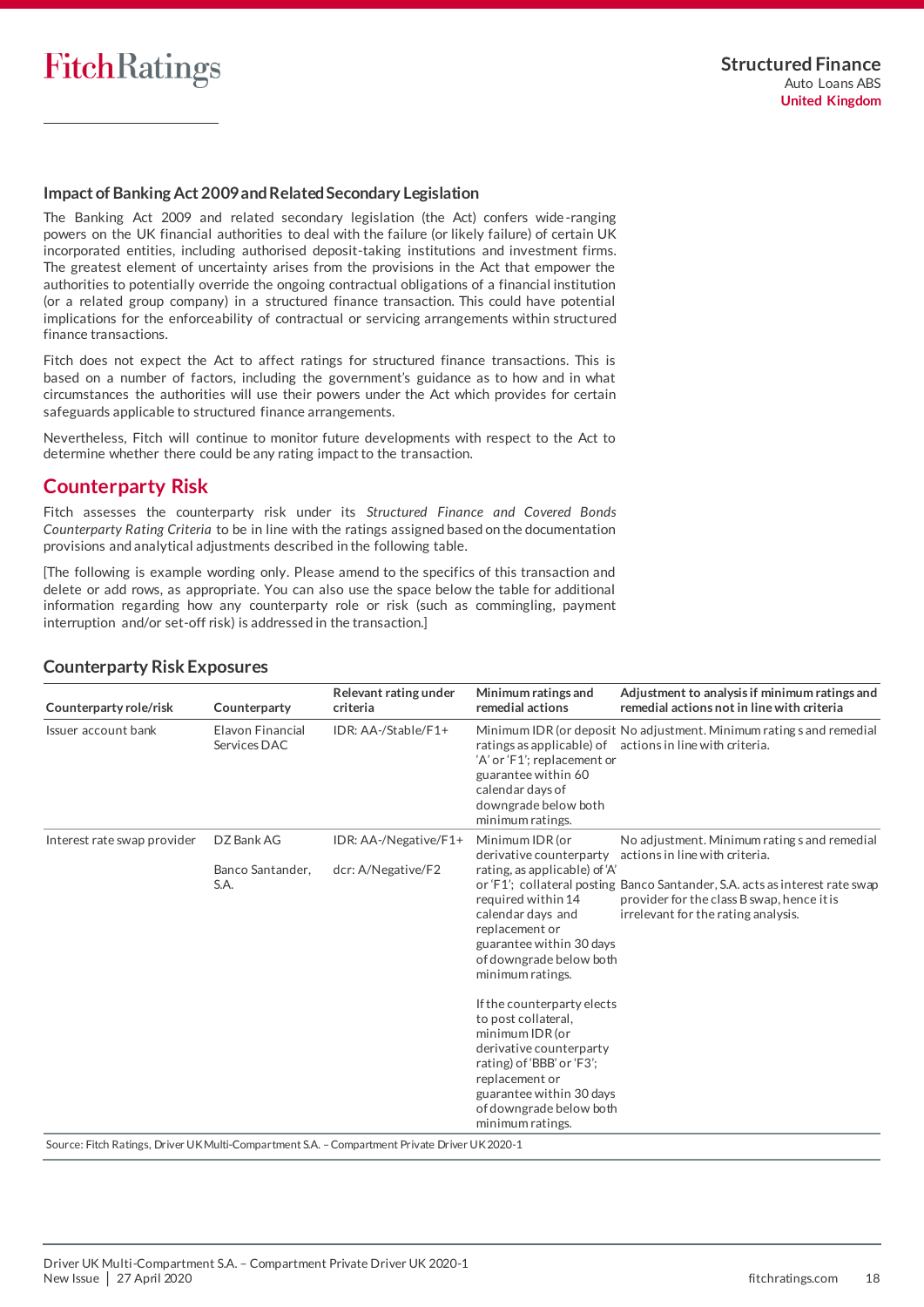### Impact of Banking Act 2009 and Related Secondary Legislation

The Banking Act 2009 and related secondary legislation (the Act) confers wide-ranging powers on the UK financial authorities to deal with the failure (or likely failure) of certain UK incorporated entities, including authorised deposit-taking institutions and investment firms. The greatest element of uncertainty arises from the provisions in the Act that empower the authorities to potentially override the ongoing contractual obligations of a financial institution (or a related group company) in a structured finance transaction. This could have potential implications for the enforceability of contractual or servicing arrangements within structured finance transactions.

Fitch does not expect the Act to affect ratings for structured finance transactions. This is based on a number of factors, including the government's guidance as to how and in what circumstances the authorities will use their powers under the Act which provides for certain safeguards applicable to structured finance arrangements.

Nevertheless, Fitch will continue to monitor future developments with respect to the Act to determine whether there could be any rating impact to the transaction.

## Counterparty Risk

Fitch assesses the counterparty risk under its *Structured Finance and Covered Bonds Counterparty Rating Criteria* to be in line with the ratings assigned based on the documentation provisions and analytical adjustments described in the following table.

[The following is example wording only. Please amend to the specifics of this transaction and delete or add rows, as appropriate. You can also use the space below the table for additional information regarding how any counterparty role or risk (such as commingling, payment interruption and/or set-off risk) is addressed in the transaction.]

### Counterparty Risk Exposures

| Counterparty role/risk | Counterparty | Relevant rating under criteria | Minimum ratings and remedial actions | Adjustment to analysis if minimum ratings and remedial actions not in line with criteria |
|---|---|---|---|---|
| Issuer account bank | Elavon Financial Services DAC | IDR: AA-/Stable/F1+ | Minimum IDR (or deposit ratings as applicable) of 'A' or 'F1'; replacement or guarantee within 60 calendar days of downgrade below both minimum ratings. | No adjustment. Minimum ratings and remedial actions in line with criteria. |
| Interest rate swap provider | DZ Bank AG<br><br>Banco Santander, S.A. | IDR: AA-/Negative/F1+<br><br>dcr: A/Negative/F2 | Minimum IDR (or derivative counterparty rating, as applicable) of 'A' or 'F1'; collateral posting required within 14 calendar days and replacement or guarantee within 30 days of downgrade below both minimum ratings.<br><br>If the counterparty elects to post collateral, minimum IDR (or derivative counterparty rating) of 'BBB' or 'F3'; replacement or guarantee within 30 days of downgrade below both minimum ratings. | No adjustment. Minimum ratings and remedial actions in line with criteria.<br><br>Banco Santander, S.A. acts as interest rate swap provider for the class B swap, hence it is irrelevant for the rating analysis. |

Source: Fitch Ratings, Driver UK Multi-Compartment S.A. – Compartment Private Driver UK 2020-1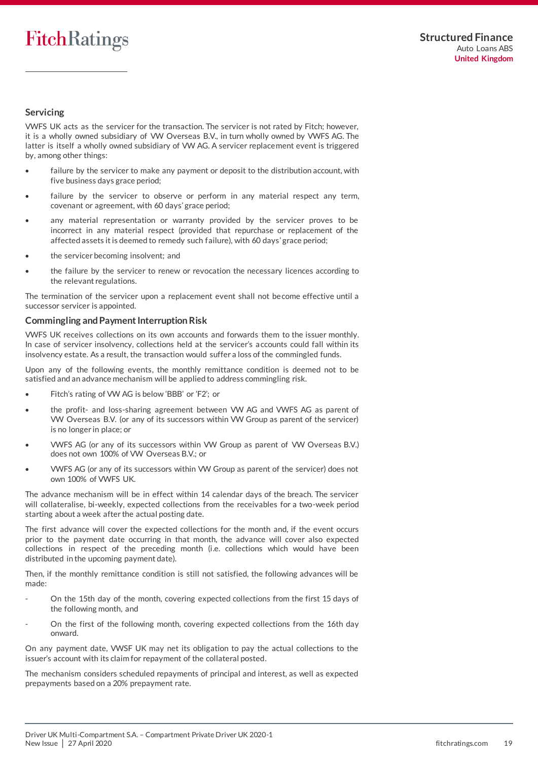## Servicing

VWFS UK acts as the servicer for the transaction. The servicer is not rated by Fitch; however, it is a wholly owned subsidiary of VW Overseas B.V., in turn wholly owned by VWFS AG. The latter is itself a wholly owned subsidiary of VW AG. A servicer replacement event is triggered by, among other things:

- failure by the servicer to make any payment or deposit to the distribution account, with five business days grace period;
- failure by the servicer to observe or perform in any material respect any term, covenant or agreement, with 60 days' grace period;
- any material representation or warranty provided by the servicer proves to be incorrect in any material respect (provided that repurchase or replacement of the affected assets it is deemed to remedy such failure), with 60 days' grace period;
- the servicer becoming insolvent; and
- the failure by the servicer to renew or revocation the necessary licences according to the relevant regulations.

The termination of the servicer upon a replacement event shall not become effective until a successor servicer is appointed.

## Commingling and Payment Interruption Risk

VWFS UK receives collections on its own accounts and forwards them to the issuer monthly. In case of servicer insolvency, collections held at the servicer's accounts could fall within its insolvency estate. As a result, the transaction would suffer a loss of the commingled funds.

Upon any of the following events, the monthly remittance condition is deemed not to be satisfied and an advance mechanism will be applied to address commingling risk.

- Fitch's rating of VW AG is below 'BBB' or 'F2'; or
- the profit- and loss-sharing agreement between VW AG and VWFS AG as parent of VW Overseas B.V. (or any of its successors within VW Group as parent of the servicer) is no longer in place; or
- VWFS AG (or any of its successors within VW Group as parent of VW Overseas B.V.) does not own 100% of VW Overseas B.V.; or
- VWFS AG (or any of its successors within VW Group as parent of the servicer) does not own 100% of VWFS UK.

The advance mechanism will be in effect within 14 calendar days of the breach. The servicer will collateralise, bi-weekly, expected collections from the receivables for a two-week period starting about a week after the actual posting date.

The first advance will cover the expected collections for the month and, if the event occurs prior to the payment date occurring in that month, the advance will cover also expected collections in respect of the preceding month (i.e. collections which would have been distributed in the upcoming payment date).

Then, if the monthly remittance condition is still not satisfied, the following advances will be made:

- On the 15th day of the month, covering expected collections from the first 15 days of the following month, and
- On the first of the following month, covering expected collections from the 16th day onward.

On any payment date, VWSF UK may net its obligation to pay the actual collections to the issuer's account with its claim for repayment of the collateral posted.

The mechanism considers scheduled repayments of principal and interest, as well as expected prepayments based on a 20% prepayment rate.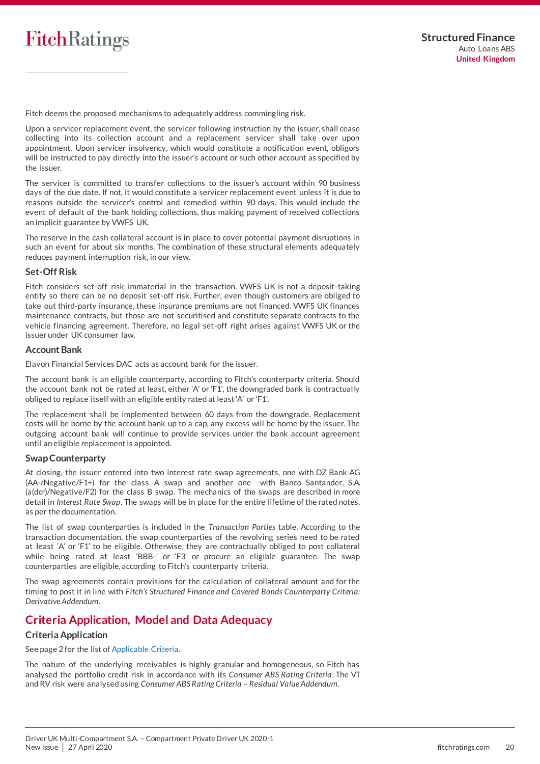Fitch deems the proposed mechanisms to adequately address commingling risk.

Upon a servicer replacement event, the servicer following instruction by the issuer, shall cease collecting into its collection account and a replacement servicer shall take over upon appointment. Upon servicer insolvency, which would constitute a notification event, obligors will be instructed to pay directly into the issuer's account or such other account as specified by the issuer.

The servicer is committed to transfer collections to the issuer's account within 90 business days of the due date. If not, it would constitute a servicer replacement event unless it is due to reasons outside the servicer's control and remedied within 90 days. This would include the event of default of the bank holding collections, thus making payment of received collections an implicit guarantee by VWFS UK.

The reserve in the cash collateral account is in place to cover potential payment disruptions in such an event for about six months. The combination of these structural elements adequately reduces payment interruption risk, in our view.

### Set-Off Risk

Fitch considers set-off risk immaterial in the transaction. VWFS UK is not a deposit-taking entity so there can be no deposit set-off risk. Further, even though customers are obliged to take out third-party insurance, these insurance premiums are not financed. VWFS UK finances maintenance contracts, but those are not securitised and constitute separate contracts to the vehicle financing agreement. Therefore, no legal set-off right arises against VWFS UK or the issuer under UK consumer law.

### Account Bank

Elavon Financial Services DAC acts as account bank for the issuer.

The account bank is an eligible counterparty, according to Fitch's counterparty criteria. Should the account bank not be rated at least, either 'A' or 'F1', the downgraded bank is contractually obliged to replace itself with an eligible entity rated at least 'A' or 'F1'.

The replacement shall be implemented between 60 days from the downgrade. Replacement costs will be borne by the account bank up to a cap, any excess will be borne by the issuer. The outgoing account bank will continue to provide services under the bank account agreement until an eligible replacement is appointed.

### Swap Counterparty

At closing, the issuer entered into two interest rate swap agreements, one with DZ Bank AG (AA-/Negative/F1+) for the class A swap and another one with Banco Santander, S.A. (a(dcr)/Negative/F2) for the class B swap. The mechanics of the swaps are described in more detail in *Interest Rate Swap*. The swaps will be in place for the entire lifetime of the rated notes, as per the documentation.

The list of swap counterparties is included in the *Transaction Parties* table. According to the transaction documentation, the swap counterparties of the revolving series need to be rated at least 'A' or 'F1' to be eligible. Otherwise, they are contractually obliged to post collateral while being rated at least 'BBB-' or 'F3' or procure an eligible guarantee. The swap counterparties are eligible, according to Fitch's counterparty criteria.

The swap agreements contain provisions for the calculation of collateral amount and for the timing to post it in line with *Fitch's Structured Finance and Covered Bonds Counterparty Criteria: Derivative Addendum*.

## Criteria Application, Model and Data Adequacy

### Criteria Application

See page 2 for the list of Applicable Criteria.

The nature of the underlying receivables is highly granular and homogeneous, so Fitch has analysed the portfolio credit risk in accordance with its *Consumer ABS Rating Criteria*. The VT and RV risk were analysed using *Consumer ABS Rating Criteria – Residual Value Addendum*.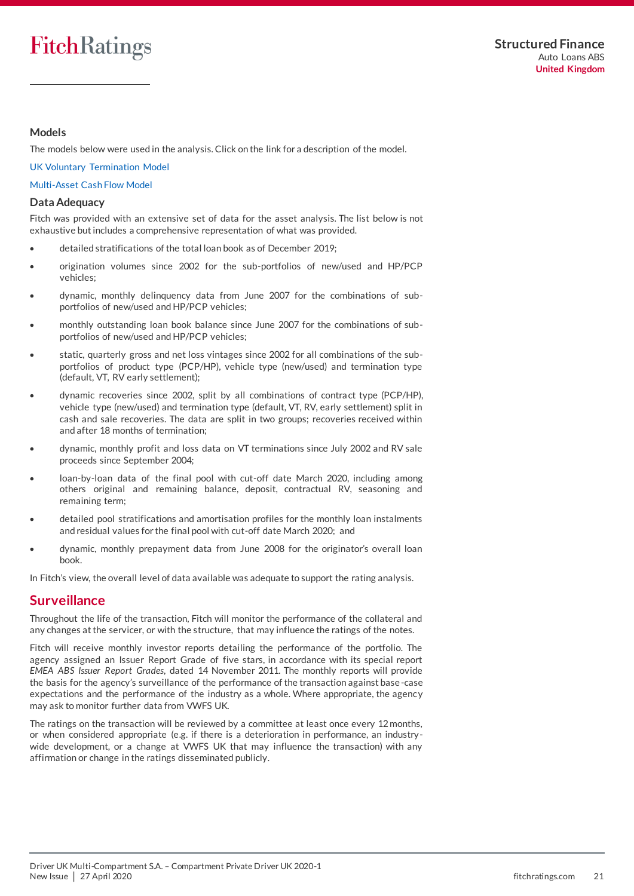## Models

The models below were used in the analysis. Click on the link for a description of the model.

UK Voluntary Termination Model

Multi-Asset Cash Flow Model

## Data Adequacy

Fitch was provided with an extensive set of data for the asset analysis. The list below is not exhaustive but includes a comprehensive representation of what was provided.

- detailed stratifications of the total loan book as of December 2019;
- origination volumes since 2002 for the sub-portfolios of new/used and HP/PCP vehicles;
- dynamic, monthly delinquency data from June 2007 for the combinations of sub-portfolios of new/used and HP/PCP vehicles;
- monthly outstanding loan book balance since June 2007 for the combinations of sub-portfolios of new/used and HP/PCP vehicles;
- static, quarterly gross and net loss vintages since 2002 for all combinations of the sub-portfolios of product type (PCP/HP), vehicle type (new/used) and termination type (default, VT, RV early settlement);
- dynamic recoveries since 2002, split by all combinations of contract type (PCP/HP), vehicle type (new/used) and termination type (default, VT, RV, early settlement) split in cash and sale recoveries. The data are split in two groups; recoveries received within and after 18 months of termination;
- dynamic, monthly profit and loss data on VT terminations since July 2002 and RV sale proceeds since September 2004;
- loan-by-loan data of the final pool with cut-off date March 2020, including among others original and remaining balance, deposit, contractual RV, seasoning and remaining term;
- detailed pool stratifications and amortisation profiles for the monthly loan instalments and residual values for the final pool with cut-off date March 2020; and
- dynamic, monthly prepayment data from June 2008 for the originator's overall loan book.

In Fitch's view, the overall level of data available was adequate to support the rating analysis.

# Surveillance

Throughout the life of the transaction, Fitch will monitor the performance of the collateral and any changes at the servicer, or with the structure, that may influence the ratings of the notes.

Fitch will receive monthly investor reports detailing the performance of the portfolio. The agency assigned an Issuer Report Grade of five stars, in accordance with its special report *EMEA ABS Issuer Report Grades*, dated 14 November 2011. The monthly reports will provide the basis for the agency's surveillance of the performance of the transaction against base-case expectations and the performance of the industry as a whole. Where appropriate, the agency may ask to monitor further data from VWFS UK.

The ratings on the transaction will be reviewed by a committee at least once every 12 months, or when considered appropriate (e.g. if there is a deterioration in performance, an industry-wide development, or a change at VWFS UK that may influence the transaction) with any affirmation or change in the ratings disseminated publicly.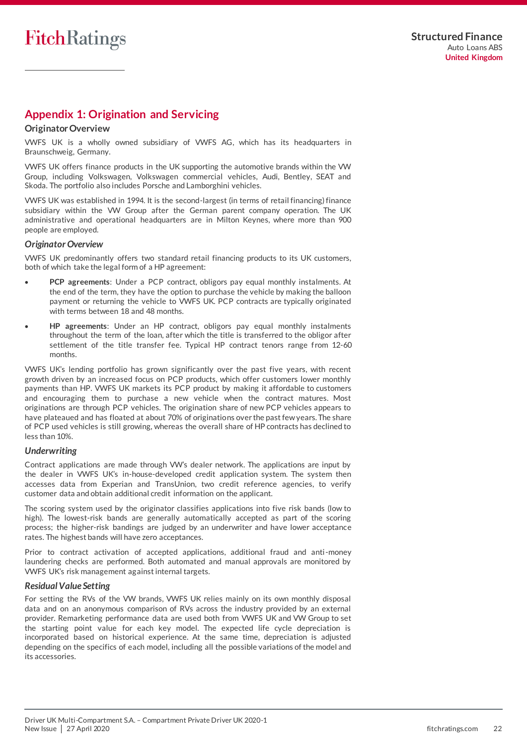## Appendix 1: Origination and Servicing

### Originator Overview

VWFS UK is a wholly owned subsidiary of VWFS AG, which has its headquarters in Braunschweig, Germany.

VWFS UK offers finance products in the UK supporting the automotive brands within the VW Group, including Volkswagen, Volkswagen commercial vehicles, Audi, Bentley, SEAT and Skoda. The portfolio also includes Porsche and Lamborghini vehicles.

VWFS UK was established in 1994. It is the second-largest (in terms of retail financing) finance subsidiary within the VW Group after the German parent company operation. The UK administrative and operational headquarters are in Milton Keynes, where more than 900 people are employed.

#### *Originator Overview*

VWFS UK predominantly offers two standard retail financing products to its UK customers, both of which take the legal form of a HP agreement:

- **PCP agreements**: Under a PCP contract, obligors pay equal monthly instalments. At the end of the term, they have the option to purchase the vehicle by making the balloon payment or returning the vehicle to VWFS UK. PCP contracts are typically originated with terms between 18 and 48 months.
- **HP agreements**: Under an HP contract, obligors pay equal monthly instalments throughout the term of the loan, after which the title is transferred to the obligor after settlement of the title transfer fee. Typical HP contract tenors range from 12-60 months.

VWFS UK's lending portfolio has grown significantly over the past five years, with recent growth driven by an increased focus on PCP products, which offer customers lower monthly payments than HP. VWFS UK markets its PCP product by making it affordable to customers and encouraging them to purchase a new vehicle when the contract matures. Most originations are through PCP vehicles. The origination share of new PCP vehicles appears to have plateaued and has floated at about 70% of originations over the past few years. The share of PCP used vehicles is still growing, whereas the overall share of HP contracts has declined to less than 10%.

#### *Underwriting*

Contract applications are made through VW's dealer network. The applications are input by the dealer in VWFS UK's in-house-developed credit application system. The system then accesses data from Experian and TransUnion, two credit reference agencies, to verify customer data and obtain additional credit information on the applicant.

The scoring system used by the originator classifies applications into five risk bands (low to high). The lowest-risk bands are generally automatically accepted as part of the scoring process; the higher-risk bandings are judged by an underwriter and have lower acceptance rates. The highest bands will have zero acceptances.

Prior to contract activation of accepted applications, additional fraud and anti-money laundering checks are performed. Both automated and manual approvals are monitored by VWFS UK's risk management against internal targets.

#### *Residual Value Setting*

For setting the RVs of the VW brands, VWFS UK relies mainly on its own monthly disposal data and on an anonymous comparison of RVs across the industry provided by an external provider. Remarketing performance data are used both from VWFS UK and VW Group to set the starting point value for each key model. The expected life cycle depreciation is incorporated based on historical experience. At the same time, depreciation is adjusted depending on the specifics of each model, including all the possible variations of the model and its accessories.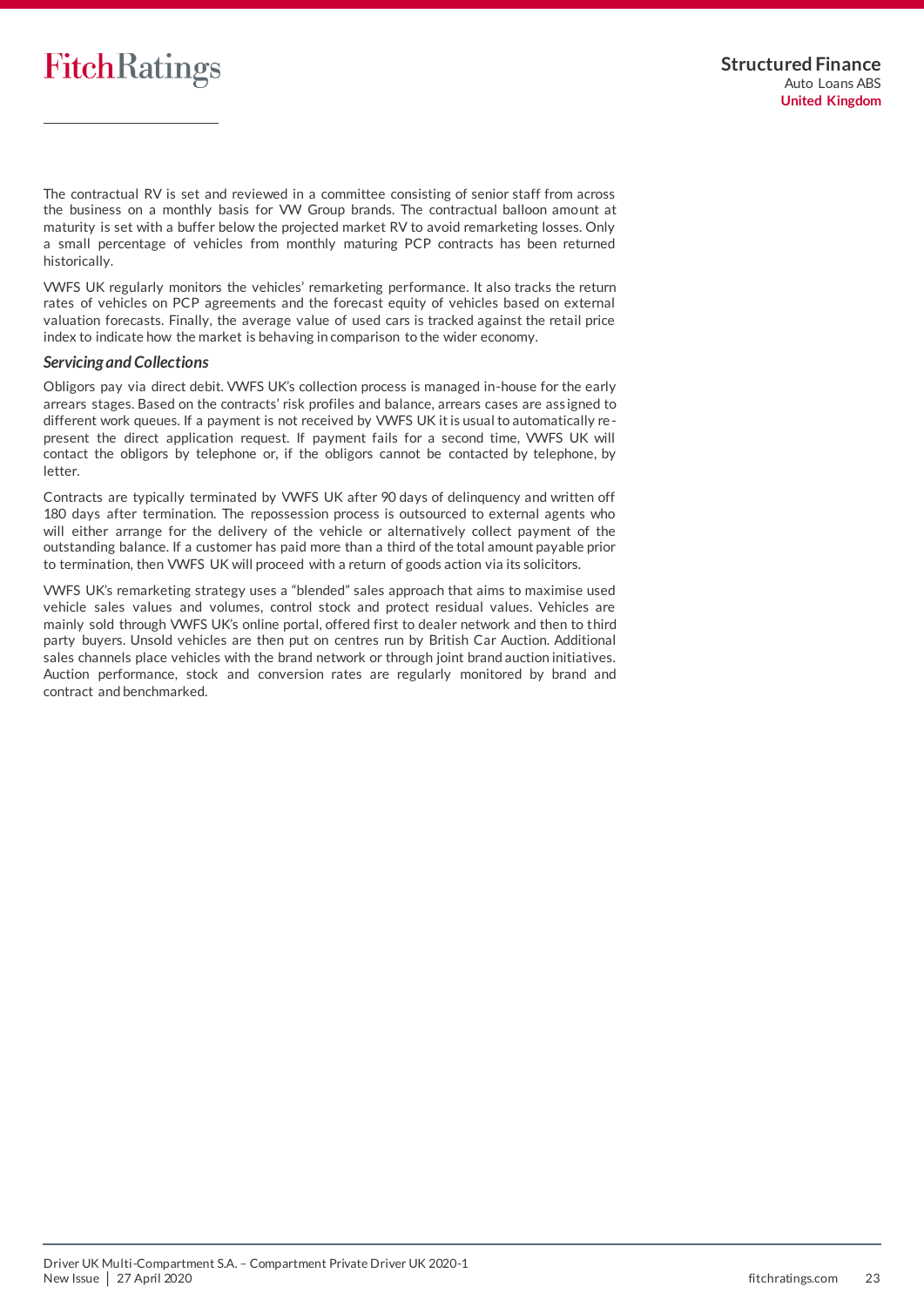The contractual RV is set and reviewed in a committee consisting of senior staff from across the business on a monthly basis for VW Group brands. The contractual balloon amount at maturity is set with a buffer below the projected market RV to avoid remarketing losses. Only a small percentage of vehicles from monthly maturing PCP contracts has been returned historically.

VWFS UK regularly monitors the vehicles' remarketing performance. It also tracks the return rates of vehicles on PCP agreements and the forecast equity of vehicles based on external valuation forecasts. Finally, the average value of used cars is tracked against the retail price index to indicate how the market is behaving in comparison to the wider economy.

### *Servicing and Collections*

Obligors pay via direct debit. VWFS UK's collection process is managed in-house for the early arrears stages. Based on the contracts' risk profiles and balance, arrears cases are assigned to different work queues. If a payment is not received by VWFS UK it is usual to automatically re-present the direct application request. If payment fails for a second time, VWFS UK will contact the obligors by telephone or, if the obligors cannot be contacted by telephone, by letter.

Contracts are typically terminated by VWFS UK after 90 days of delinquency and written off 180 days after termination. The repossession process is outsourced to external agents who will either arrange for the delivery of the vehicle or alternatively collect payment of the outstanding balance. If a customer has paid more than a third of the total amount payable prior to termination, then VWFS UK will proceed with a return of goods action via its solicitors.

VWFS UK's remarketing strategy uses a "blended" sales approach that aims to maximise used vehicle sales values and volumes, control stock and protect residual values. Vehicles are mainly sold through VWFS UK's online portal, offered first to dealer network and then to third party buyers. Unsold vehicles are then put on centres run by British Car Auction. Additional sales channels place vehicles with the brand network or through joint brand auction initiatives. Auction performance, stock and conversion rates are regularly monitored by brand and contract and benchmarked.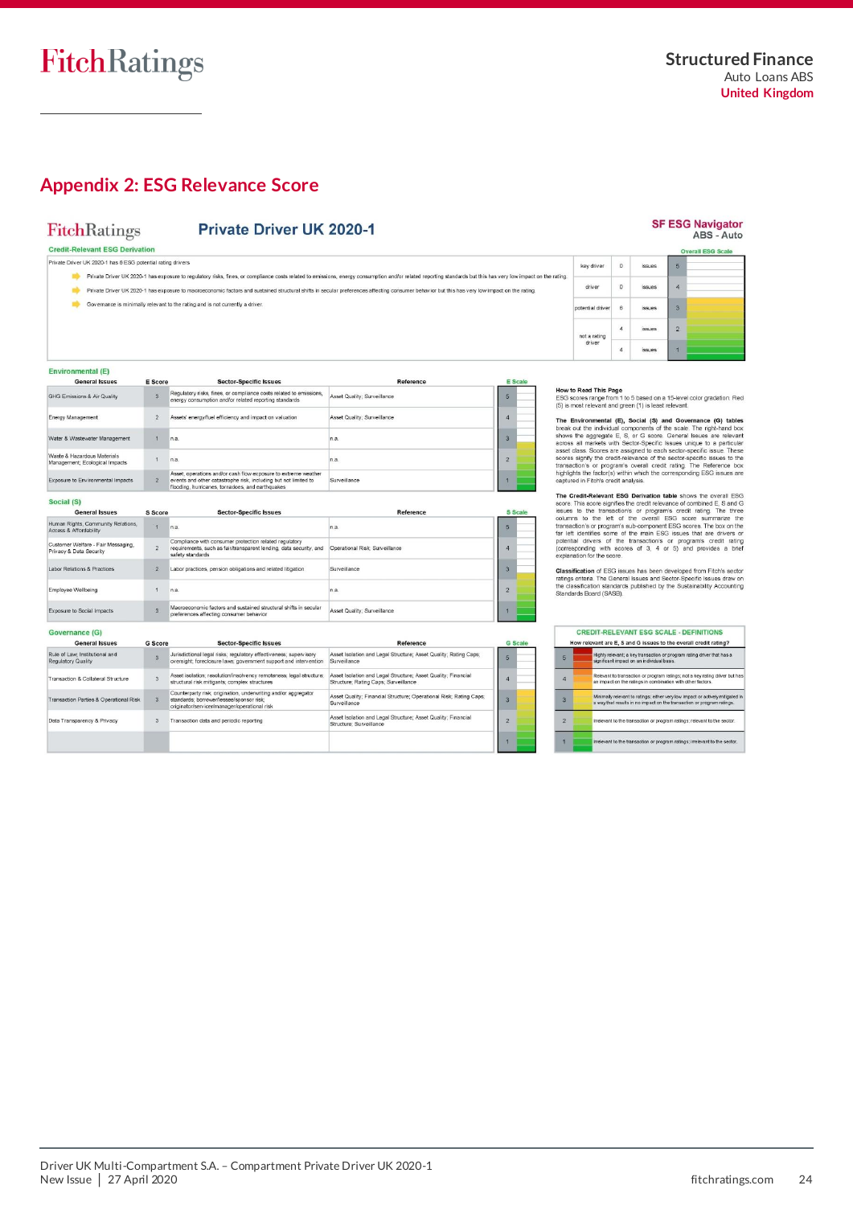## Appendix 2: ESG Relevance Score

**Private Driver UK 2020-1**

**SF ESG Navigator**
**ABS - Auto**

### Credit-Relevant ESG Derivation

Private Driver UK 2020-1 has 6 ESG potential rating drivers

- Private Driver UK 2020-1 has exposure to regulatory risks, fines, or compliance costs related to emissions, energy consumption and/or related reporting standards but this has very low impact on the rating.
- Private Driver UK 2020-1 has exposure to macroeconomic factors and sustained structural shifts in secular preferences affecting consumer behavior but this has very low impact on the rating.
- Governance is minimally relevant to the rating and is not currently a driver.

| | | | Overall ESG Scale |
|---|---|---|---|
| key driver | 0 | issues | 5 |
| driver | 0 | issues | 4 |
| potential driver | 6 | issues | 3 |
| not a rating driver | 4 | issues | 2 |
| | 4 | issues | 1 |

### Environmental (E)

| General Issues | E Score | Sector-Specific Issues | Reference | E Scale |
|---|---|---|---|---|
| GHG Emissions & Air Quality | 3 | Regulatory risks, fines, or compliance costs related to emissions, energy consumption and/or related reporting standards | Asset Quality; Surveillance | 5 |
| Energy Management | 2 | Assets' energy/fuel efficiency and impact on valuation | Asset Quality; Surveillance | 4 |
| Water & Wastewater Management | 1 | n.a. | n.a. | 3 |
| Waste & Hazardous Materials Management; Ecological Impacts | 1 | n.a. | n.a. | 2 |
| Exposure to Environmental Impacts | 2 | Asset, operations and/or cash flow exposure to extreme weather events and other catastrophe risk, including but not limited to flooding, hurricanes, tornadoes, and earthquakes | Surveillance | 1 |

### Social (S)

| General Issues | S Score | Sector-Specific Issues | Reference | S Scale |
|---|---|---|---|---|
| Human Rights, Community Relations, Access & Affordability | 1 | n.a. | n.a. | 5 |
| Customer Welfare - Fair Messaging, Privacy & Data Security | 2 | Compliance with consumer protection related regulatory requirements, such as fair/transparent lending, data security, and safety standards | Operational Risk; Surveillance | 4 |
| Labor Relations & Practices | 2 | Labor practices, pension obligations and related litigation | Surveillance | 3 |
| Employee Wellbeing | 1 | n.a. | n.a. | 2 |
| Exposure to Social Impacts | 3 | Macroeconomic factors and sustained structural shifts in secular preferences affecting consumer behavior | Asset Quality; Surveillance | 1 |

### Governance (G)

| General Issues | G Score | Sector-Specific Issues | Reference | G Scale |
|---|---|---|---|---|
| Rule of Law, Institutional and Regulatory Quality | 3 | Jurisdictional legal risks; regulatory effectiveness; supervisory oversight; foreclosure laws; government support and intervention | Asset Isolation and Legal Structure; Asset Quality; Rating Caps; Surveillance | 5 |
| Transaction & Collateral Structure | 3 | Asset isolation; resolution/insolvency remoteness; legal structure; structural risk mitigants; complex structures | Asset Isolation and Legal Structure; Asset Quality; Financial Structure; Rating Caps; Surveillance | 4 |
| Transaction Parties & Operational Risk | 3 | Counterparty risk; origination, underwriting and/or aggregator standards; borrower/lessee/sponsor risk; originator/servicer/manager/operational risk | Asset Quality; Financial Structure; Operational Risk; Rating Caps; Surveillance | 3 |
| Data Transparency & Privacy | 3 | Transaction data and periodic reporting | Asset Isolation and Legal Structure; Asset Quality; Financial Structure; Surveillance | 2 |
| | | | | 1 |

**How to Read This Page**
ESG scores range from 1 to 5 based on a 15-level color gradation. Red (5) is most relevant and green (1) is least relevant.

**The Environmental (E), Social (S) and Governance (G) tables** break out the individual components of the scale. The right-hand box shows the aggregate E, S, or G score. General Issues are relevant across all markets with Sector-Specific Issues unique to a particular asset class. Scores are assigned to each sector-specific issue. These scores signify the credit-relevance of the sector-specific issues to the transaction's or program's overall credit rating. The Reference box highlights the factor(s) within which the corresponding ESG issues are captured in Fitch's credit analysis.

**The Credit-Relevant ESG Derivation table** shows the overall ESG score. This score signifies the credit relevance of combined E, S and G issues to the transaction's or program's credit rating. The three columns to the left of the overall ESG score summarize the transaction's or program's sub-component ESG scores. The box on the far left identifies some of the main ESG issues that are drivers or potential drivers of the transaction's or program's credit rating (corresponding with scores of 3, 4 or 5) and provides a brief explanation for the score.

**Classification** of ESG issues has been developed from Fitch's sector ratings criteria. The General Issues and Sector-Specific Issues draw on the classification standards published by the Sustainability Accounting Standards Board (SASB).

### CREDIT-RELEVANT ESG SCALE - DEFINITIONS

How relevant are E, S and G issues to the overall credit rating?

| Score | Definition |
|---|---|
| 5 | Highly relevant; a key transaction or program rating driver that has a significant impact on an individual basis. |
| 4 | Relevant to transaction or program ratings; not a key rating driver but has an impact on the ratings in combination with other factors. |
| 3 | Minimally relevant to ratings; either very low impact or actively mitigated in a way that results in no impact on the transaction or program ratings. |
| 2 | Irrelevant to the transaction or program ratings; relevant to the sector. |
| 1 | Irrelevant to the transaction or program ratings; irrelevant to the sector. |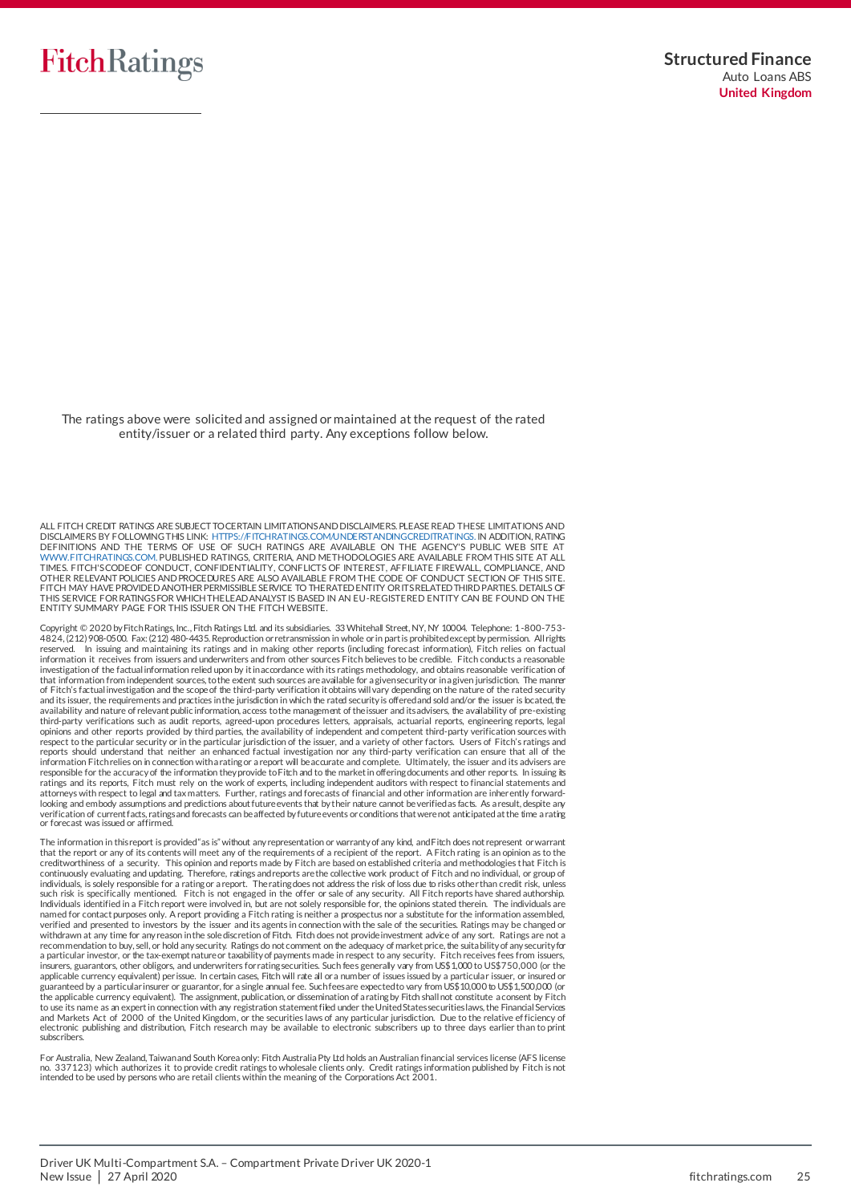The ratings above were solicited and assigned or maintained at the request of the rated entity/issuer or a related third party. Any exceptions follow below.

ALL FITCH CREDIT RATINGS ARE SUBJECT TO CERTAIN LIMITATIONS AND DISCLAIMERS. PLEASE READ THESE LIMITATIONS AND DISCLAIMERS BY FOLLOWING THIS LINK: HTTPS://FITCHRATINGS.COM/UNDERSTANDINGCREDITRATINGS. IN ADDITION, RATING DEFINITIONS AND THE TERMS OF USE OF SUCH RATINGS ARE AVAILABLE ON THE AGENCY'S PUBLIC WEB SITE AT WWW.FITCHRATINGS.COM. PUBLISHED RATINGS, CRITERIA, AND METHODOLOGIES ARE AVAILABLE FROM THIS SITE AT ALL TIMES. FITCH'S CODE OF CONDUCT, CONFIDENTIALITY, CONFLICTS OF INTEREST, AFFILIATE FIREWALL, COMPLIANCE, AND OTHER RELEVANT POLICIES AND PROCEDURES ARE ALSO AVAILABLE FROM THE CODE OF CONDUCT SECTION OF THIS SITE. FITCH MAY HAVE PROVIDED ANOTHER PERMISSIBLE SERVICE TO THE RATED ENTITY OR ITS RELATED THIRD PARTIES. DETAILS OF THIS SERVICE FOR RATINGS FOR WHICH THE LEAD ANALYST IS BASED IN AN EU-REGISTERED ENTITY CAN BE FOUND ON THE ENTITY SUMMARY PAGE FOR THIS ISSUER ON THE FITCH WEBSITE.

Copyright © 2020 by Fitch Ratings, Inc., Fitch Ratings Ltd. and its subsidiaries. 33 Whitehall Street, NY, NY 10004. Telephone: 1-800-753-4824, (212) 908-0500. Fax: (212) 480-4435. Reproduction or retransmission in whole or in part is prohibited except by permission. All rights reserved. In issuing and maintaining its ratings and in making other reports (including forecast information), Fitch relies on factual information it receives from issuers and underwriters and from other sources Fitch believes to be credible. Fitch conducts a reasonable investigation of the factual information relied upon by it in accordance with its ratings methodology, and obtains reasonable verification of that information from independent sources, to the extent such sources are available for a given security or in a given jurisdiction. The manner of Fitch's factual investigation and the scope of the third-party verification it obtains will vary depending on the nature of the rated security and its issuer, the requirements and practices in the jurisdiction in which the rated security is offered and sold and/or the issuer is located, the availability and nature of relevant public information, access to the management of the issuer and its advisers, the availability of pre-existing third-party verifications such as audit reports, agreed-upon procedures letters, appraisals, actuarial reports, engineering reports, legal opinions and other reports provided by third parties, the availability of independent and competent third-party verification sources with respect to the particular security or in the particular jurisdiction of the issuer, and a variety of other factors. Users of Fitch's ratings and reports should understand that neither an enhanced factual investigation nor any third-party verification can ensure that all of the information Fitch relies on in connection with a rating or a report will be accurate and complete. Ultimately, the issuer and its advisers are responsible for the accuracy of the information they provide to Fitch and to the market in offering documents and other reports. In issuing its ratings and its reports, Fitch must rely on the work of experts, including independent auditors with respect to financial statements and attorneys with respect to legal and tax matters. Further, ratings and forecasts of financial and other information are inherently forward-looking and embody assumptions and predictions about future events that by their nature cannot be verified as facts. As a result, despite any verification of current facts, ratings and forecasts can be affected by future events or conditions that were not anticipated at the time a rating or forecast was issued or affirmed.

The information in this report is provided "as is" without any representation or warranty of any kind, and Fitch does not represent or warrant that the report or any of its contents will meet any of the requirements of a recipient of the report. A Fitch rating is an opinion as to the creditworthiness of a security. This opinion and reports made by Fitch are based on established criteria and methodologies that Fitch is continuously evaluating and updating. Therefore, ratings and reports are the collective work product of Fitch and no individual, or group of individuals, is solely responsible for a rating or a report. The rating does not address the risk of loss due to risks other than credit risk, unless such risk is specifically mentioned. Fitch is not engaged in the offer or sale of any security. All Fitch reports have shared authorship. Individuals identified in a Fitch report were involved in, but are not solely responsible for, the opinions stated therein. The individuals are named for contact purposes only. A report providing a Fitch rating is neither a prospectus nor a substitute for the information assembled, verified and presented to investors by the issuer and its agents in connection with the sale of the securities. Ratings may be changed or withdrawn at any time for any reason in the sole discretion of Fitch. Fitch does not provide investment advice of any sort. Ratings are not a recommendation to buy, sell, or hold any security. Ratings do not comment on the adequacy of market price, the suitability of any security for a particular investor, or the tax-exempt nature or taxability of payments made in respect to any security. Fitch receives fees from issuers, insurers, guarantors, other obligors, and underwriters for rating securities. Such fees generally vary from US$1,000 to US$750,000 (or the applicable currency equivalent) per issue. In certain cases, Fitch will rate all or a number of issues issued by a particular issuer, or insured or guaranteed by a particular insurer or guarantor, for a single annual fee. Such fees are expected to vary from US$10,000 to US$1,500,000 (or the applicable currency equivalent). The assignment, publication, or dissemination of a rating by Fitch shall not constitute a consent by Fitch to use its name as an expert in connection with any registration statement filed under the United States securities laws, the Financial Services and Markets Act of 2000 of the United Kingdom, or the securities laws of any particular jurisdiction. Due to the relative efficiency of electronic publishing and distribution, Fitch research may be available to electronic subscribers up to three days earlier than to print subscribers.

For Australia, New Zealand, Taiwan and South Korea only: Fitch Australia Pty Ltd holds an Australian financial services license (AFS license no. 337123) which authorizes it to provide credit ratings to wholesale clients only. Credit ratings information published by Fitch is not intended to be used by persons who are retail clients within the meaning of the Corporations Act 2001.